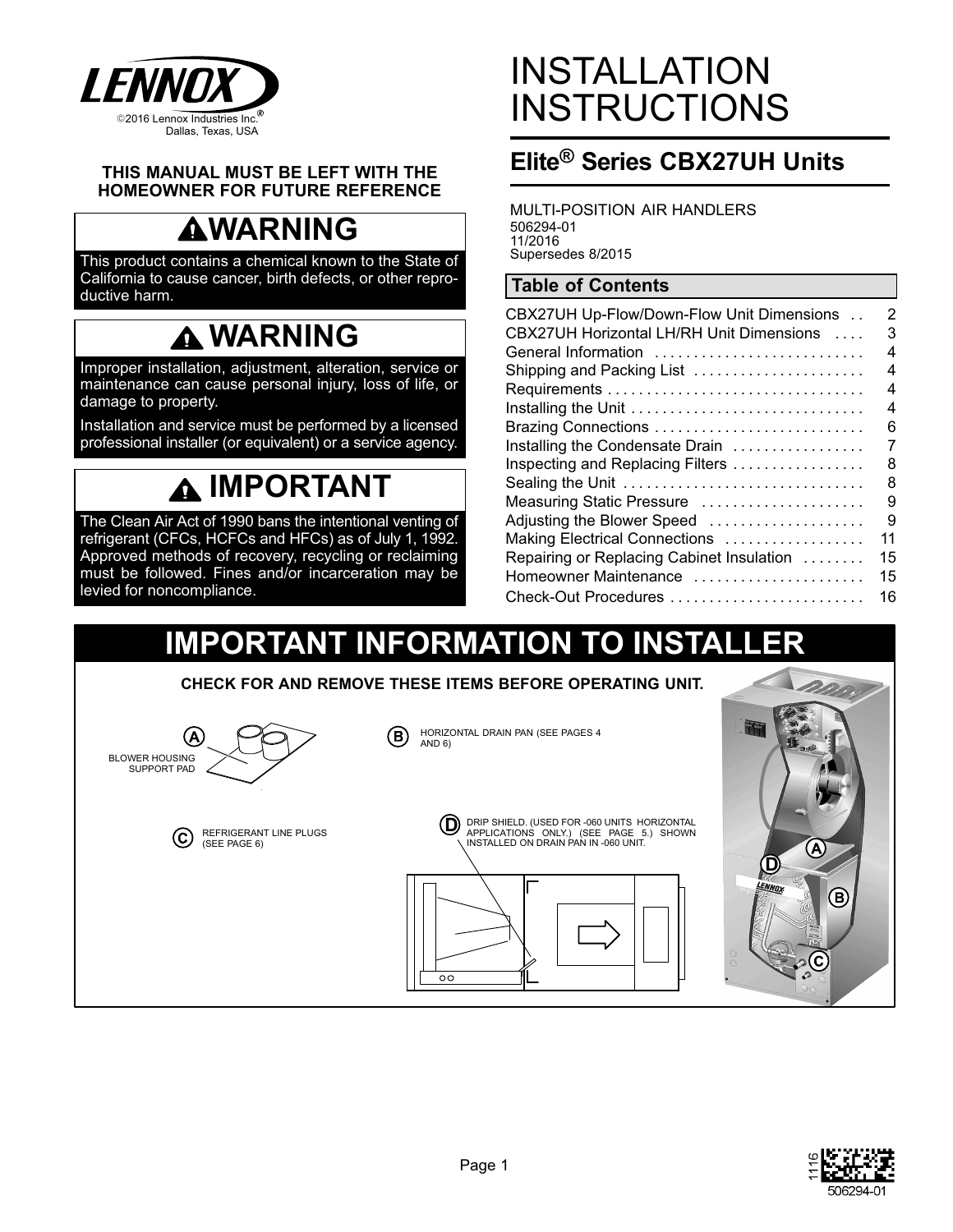©2016 Lennox Industries Inc.
Dallas, Texas, USA

# INSTALLATION INSTRUCTIONS

## Elite® Series CBX27UH Units

MULTI-POSITION AIR HANDLERS
506294-01
11/2016
Supersedes 8/2015

**THIS MANUAL MUST BE LEFT WITH THE HOMEOWNER FOR FUTURE REFERENCE**

### WARNING

This product contains a chemical known to the State of California to cause cancer, birth defects, or other reproductive harm.

### WARNING

Improper installation, adjustment, alteration, service or maintenance can cause personal injury, loss of life, or damage to property.

Installation and service must be performed by a licensed professional installer (or equivalent) or a service agency.

### IMPORTANT

The Clean Air Act of 1990 bans the intentional venting of refrigerant (CFCs, HCFCs and HFCs) as of July 1, 1992. Approved methods of recovery, recycling or reclaiming must be followed. Fines and/or incarceration may be levied for noncompliance.

### Table of Contents

| | |
|---|---|
| CBX27UH Up-Flow/Down-Flow Unit Dimensions | 2 |
| CBX27UH Horizontal LH/RH Unit Dimensions | 3 |
| General Information | 4 |
| Shipping and Packing List | 4 |
| Requirements | 4 |
| Installing the Unit | 4 |
| Brazing Connections | 6 |
| Installing the Condensate Drain | 7 |
| Inspecting and Replacing Filters | 8 |
| Sealing the Unit | 8 |
| Measuring Static Pressure | 9 |
| Adjusting the Blower Speed | 9 |
| Making Electrical Connections | 11 |
| Repairing or Replacing Cabinet Insulation | 15 |
| Homeowner Maintenance | 15 |
| Check-Out Procedures | 16 |

## IMPORTANT INFORMATION TO INSTALLER

**CHECK FOR AND REMOVE THESE ITEMS BEFORE OPERATING UNIT.**

A — BLOWER HOUSING SUPPORT PAD

B — HORIZONTAL DRAIN PAN (SEE PAGES 4 AND 6)

C — REFRIGERANT LINE PLUGS (SEE PAGE 6)

D — DRIP SHIELD. (USED FOR -060 UNITS HORIZONTAL APPLICATIONS ONLY.) (SEE PAGE 5.) SHOWN INSTALLED ON DRAIN PAN IN -060 UNIT.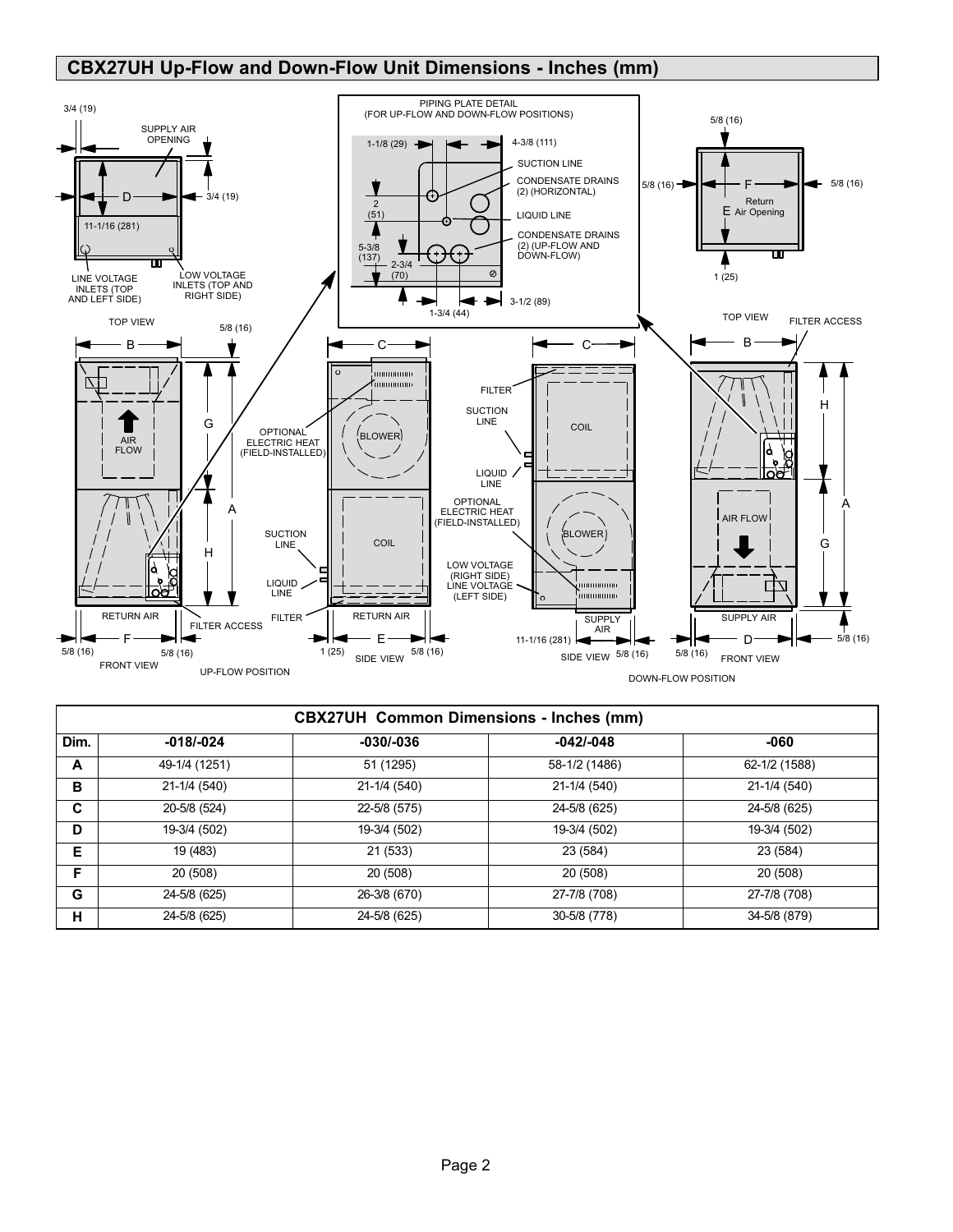## CBX27UH Up-Flow and Down-Flow Unit Dimensions - Inches (mm)

PIPING PLATE DETAIL (FOR UP-FLOW AND DOWN-FLOW POSITIONS)

1-1/8 (29) 4-3/8 (111) SUCTION LINE CONDENSATE DRAINS (2) (HORIZONTAL) 2 (51) LIQUID LINE 5-3/8 (137) CONDENSATE DRAINS (2) (UP-FLOW AND DOWN-FLOW) 2-3/4 (70) 1-3/4 (44) 3-1/2 (89)

3/4 (19) SUPPLY AIR OPENING D 3/4 (19) 11-1/16 (281) LINE VOLTAGE INLETS (TOP AND LEFT SIDE) LOW VOLTAGE INLETS (TOP AND RIGHT SIDE) TOP VIEW

5/8 (16) F 5/8 (16) 5/8 (16) E Return Air Opening 1 (25) TOP VIEW

B 5/8 (16) G A H AIR FLOW RETURN AIR FILTER ACCESS F 5/8 (16) 5/8 (16) FRONT VIEW

C OPTIONAL ELECTRIC HEAT (FIELD-INSTALLED) BLOWER SUCTION LINE COIL LIQUID LINE FILTER RETURN AIR E 1 (25) 5/8 (16) SIDE VIEW

UP-FLOW POSITION

C FILTER SUCTION LINE COIL LIQUID LINE OPTIONAL ELECTRIC HEAT (FIELD-INSTALLED) BLOWER LOW VOLTAGE (RIGHT SIDE) LINE VOLTAGE (LEFT SIDE) SUPPLY AIR 11-1/16 (281) 5/8 (16) SIDE VIEW

FILTER ACCESS B H A AIR FLOW G SUPPLY AIR D 5/8 (16) 5/8 (16) FRONT VIEW

DOWN-FLOW POSITION

| CBX27UH Common Dimensions - Inches (mm) | | | | |
|---|---|---|---|---|
| Dim. | -018/-024 | -030/-036 | -042/-048 | -060 |
| A | 49-1/4 (1251) | 51 (1295) | 58-1/2 (1486) | 62-1/2 (1588) |
| B | 21-1/4 (540) | 21-1/4 (540) | 21-1/4 (540) | 21-1/4 (540) |
| C | 20-5/8 (524) | 22-5/8 (575) | 24-5/8 (625) | 24-5/8 (625) |
| D | 19-3/4 (502) | 19-3/4 (502) | 19-3/4 (502) | 19-3/4 (502) |
| E | 19 (483) | 21 (533) | 23 (584) | 23 (584) |
| F | 20 (508) | 20 (508) | 20 (508) | 20 (508) |
| G | 24-5/8 (625) | 26-3/8 (670) | 27-7/8 (708) | 27-7/8 (708) |
| H | 24-5/8 (625) | 24-5/8 (625) | 30-5/8 (778) | 34-5/8 (879) |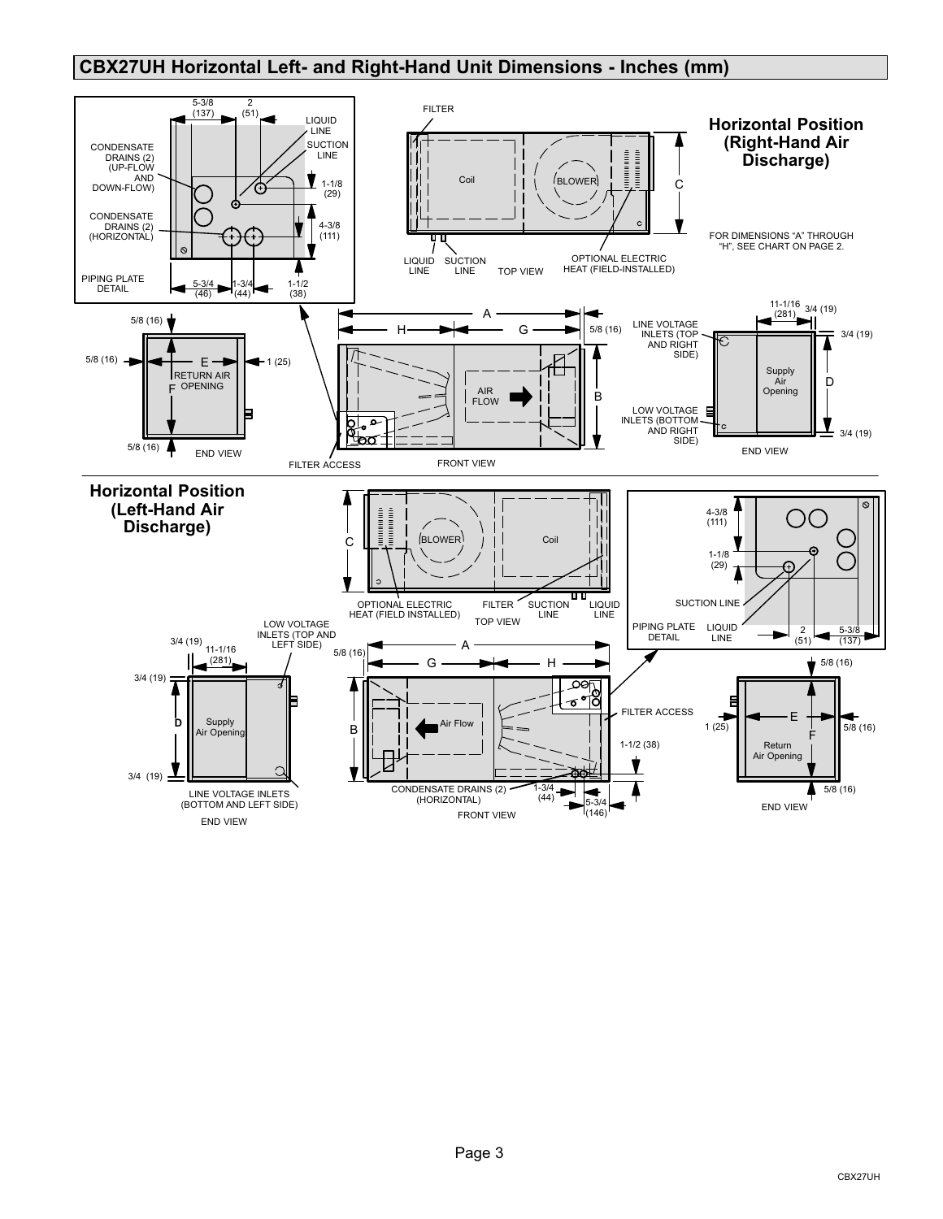## CBX27UH Horizontal Left- and Right-Hand Unit Dimensions - Inches (mm)

**Horizontal Position (Right-Hand Air Discharge)**

FOR DIMENSIONS "A" THROUGH "H", SEE CHART ON PAGE 2.

PIPING PLATE DETAIL: CONDENSATE DRAINS (2) (UP-FLOW AND DOWN-FLOW); CONDENSATE DRAINS (2) (HORIZONTAL); LIQUID LINE; SUCTION LINE; 5-3/8 (137); 2 (51); 1-1/8 (29); 4-3/8 (111); 5-3/4 (46); 1-3/4 (44); 1-1/2 (38)

TOP VIEW: FILTER; Coil; BLOWER; C; LIQUID LINE; SUCTION LINE; OPTIONAL ELECTRIC HEAT (FIELD-INSTALLED)

END VIEW: 5/8 (16); E; RETURN AIR OPENING; F; 1 (25)

FRONT VIEW: A; H; G; 5/8 (16); AIR FLOW; B; FILTER ACCESS

END VIEW: 11-1/16 (281); 3/4 (19); LINE VOLTAGE INLETS (TOP AND RIGHT SIDE); Supply Air Opening; D; LOW VOLTAGE INLETS (BOTTOM AND RIGHT SIDE)

**Horizontal Position (Left-Hand Air Discharge)**

TOP VIEW: BLOWER; Coil; C; OPTIONAL ELECTRIC HEAT (FIELD INSTALLED); FILTER; SUCTION LINE; LIQUID LINE

PIPING PLATE DETAIL: 4-3/8 (111); 1-1/8 (29); SUCTION LINE; LIQUID LINE; 2 (51); 5-3/8 (137)

END VIEW: 3/4 (19); 11-1/16 (281); LOW VOLTAGE INLETS (TOP AND LEFT SIDE); Supply Air Opening; D; LINE VOLTAGE INLETS (BOTTOM AND LEFT SIDE)

FRONT VIEW: 5/8 (16); A; G; H; Air Flow; B; FILTER ACCESS; 1-1/2 (38); CONDENSATE DRAINS (2) (HORIZONTAL); 1-3/4 (44); 5-3/4 (146)

END VIEW: 5/8 (16); 1 (25); E; F; Return Air Opening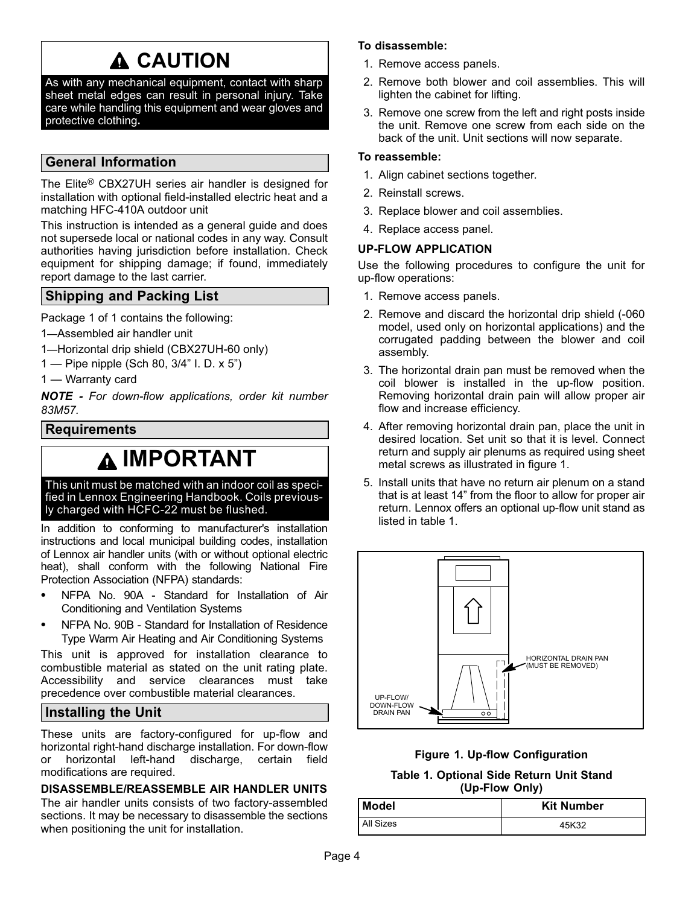## ⚠ CAUTION

As with any mechanical equipment, contact with sharp sheet metal edges can result in personal injury. Take care while handling this equipment and wear gloves and protective clothing**.**

## General Information

The Elite® CBX27UH series air handler is designed for installation with optional field-installed electric heat and a matching HFC-410A outdoor unit

This instruction is intended as a general guide and does not supersede local or national codes in any way. Consult authorities having jurisdiction before installation. Check equipment for shipping damage; if found, immediately report damage to the last carrier.

## Shipping and Packing List

Package 1 of 1 contains the following:

1—Assembled air handler unit

1—Horizontal drip shield (CBX27UH-60 only)

1 — Pipe nipple (Sch 80, 3/4" I. D. x 5")

1 — Warranty card

***NOTE -*** *For down-flow applications, order kit number 83M57.*

## Requirements

## ⚠ IMPORTANT

This unit must be matched with an indoor coil as specified in Lennox Engineering Handbook. Coils previously charged with HCFC-22 must be flushed.

In addition to conforming to manufacturer's installation instructions and local municipal building codes, installation of Lennox air handler units (with or without optional electric heat), shall conform with the following National Fire Protection Association (NFPA) standards:

- NFPA No. 90A - Standard for Installation of Air Conditioning and Ventilation Systems
- NFPA No. 90B - Standard for Installation of Residence Type Warm Air Heating and Air Conditioning Systems

This unit is approved for installation clearance to combustible material as stated on the unit rating plate. Accessibility and service clearances must take precedence over combustible material clearances.

## Installing the Unit

These units are factory-configured for up-flow and horizontal right-hand discharge installation. For down-flow or horizontal left-hand discharge, certain field modifications are required.

### DISASSEMBLE/REASSEMBLE AIR HANDLER UNITS

The air handler units consists of two factory-assembled sections. It may be necessary to disassemble the sections when positioning the unit for installation.

**To disassemble:**

1. Remove access panels.
2. Remove both blower and coil assemblies. This will lighten the cabinet for lifting.
3. Remove one screw from the left and right posts inside the unit. Remove one screw from each side on the back of the unit. Unit sections will now separate.

**To reassemble:**

1. Align cabinet sections together.
2. Reinstall screws.
3. Replace blower and coil assemblies.
4. Replace access panel.

### UP-FLOW APPLICATION

Use the following procedures to configure the unit for up-flow operations:

1. Remove access panels.
2. Remove and discard the horizontal drip shield (-060 model, used only on horizontal applications) and the corrugated padding between the blower and coil assembly.
3. The horizontal drain pan must be removed when the coil blower is installed in the up-flow position. Removing horizontal drain pain will allow proper air flow and increase efficiency.
4. After removing horizontal drain pan, place the unit in desired location. Set unit so that it is level. Connect return and supply air plenums as required using sheet metal screws as illustrated in figure 1.
5. Install units that have no return air plenum on a stand that is at least 14" from the floor to allow for proper air return. Lennox offers an optional up-flow unit stand as listed in table 1.

HORIZONTAL DRAIN PAN (MUST BE REMOVED)

UP-FLOW/ DOWN-FLOW DRAIN PAN

**Figure 1. Up-flow Configuration**

**Table 1. Optional Side Return Unit Stand (Up-Flow Only)**

| Model | Kit Number |
|---|---|
| All Sizes | 45K32 |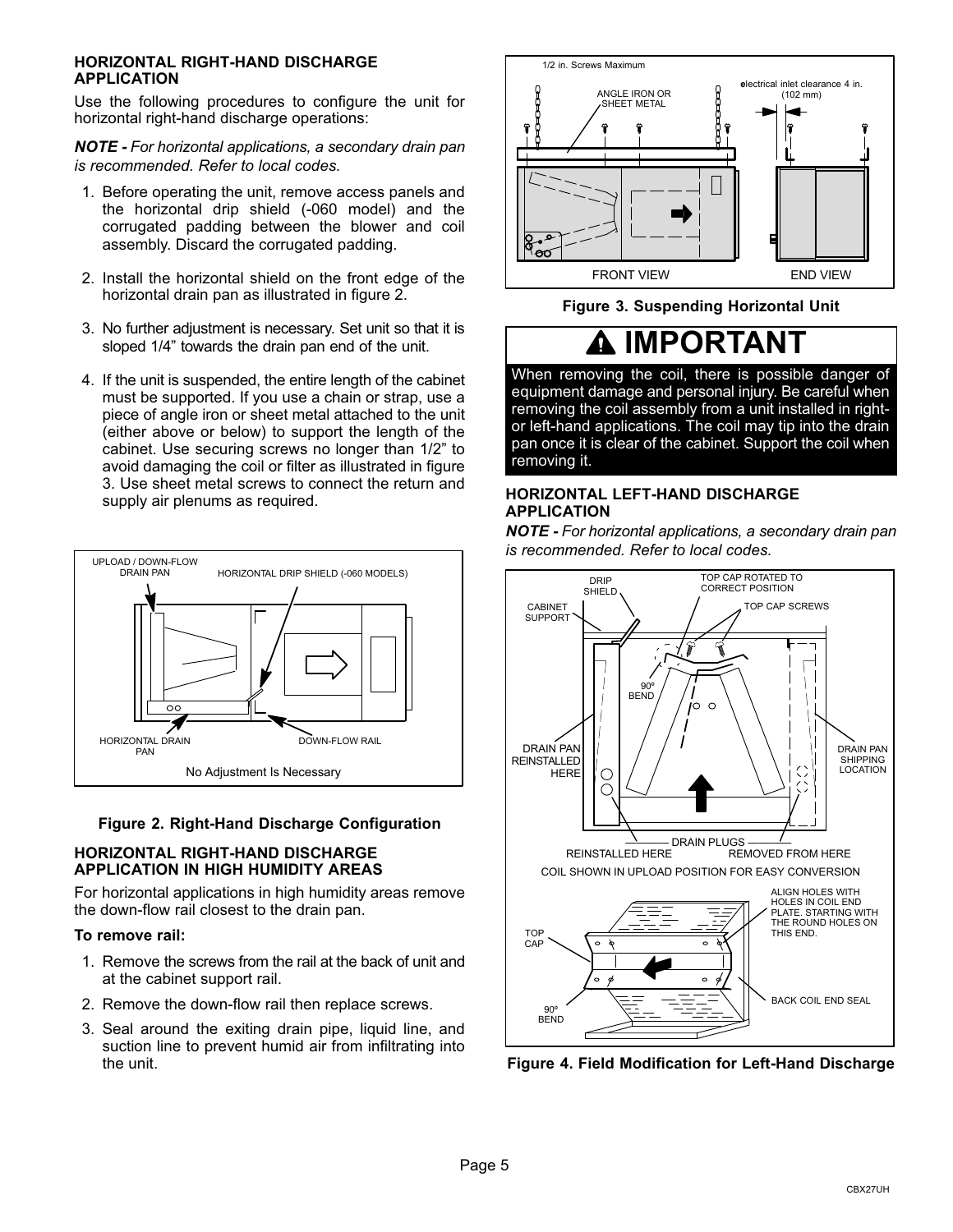## HORIZONTAL RIGHT-HAND DISCHARGE APPLICATION

Use the following procedures to configure the unit for horizontal right-hand discharge operations:

***NOTE -** For horizontal applications, a secondary drain pan is recommended. Refer to local codes.*

1. Before operating the unit, remove access panels and the horizontal drip shield (-060 model) and the corrugated padding between the blower and coil assembly. Discard the corrugated padding.
2. Install the horizontal shield on the front edge of the horizontal drain pan as illustrated in figure 2.
3. No further adjustment is necessary. Set unit so that it is sloped 1/4" towards the drain pan end of the unit.
4. If the unit is suspended, the entire length of the cabinet must be supported. If you use a chain or strap, use a piece of angle iron or sheet metal attached to the unit (either above or below) to support the length of the cabinet. Use securing screws no longer than 1/2" to avoid damaging the coil or filter as illustrated in figure 3. Use sheet metal screws to connect the return and supply air plenums as required.

UPLOAD / DOWN-FLOW DRAIN PAN
HORIZONTAL DRIP SHIELD (-060 MODELS)
HORIZONTAL DRAIN PAN
DOWN-FLOW RAIL
No Adjustment Is Necessary

**Figure 2. Right-Hand Discharge Configuration**

## HORIZONTAL RIGHT-HAND DISCHARGE APPLICATION IN HIGH HUMIDITY AREAS

For horizontal applications in high humidity areas remove the down-flow rail closest to the drain pan.

### To remove rail:

1. Remove the screws from the rail at the back of unit and at the cabinet support rail.
2. Remove the down-flow rail then replace screws.
3. Seal around the exiting drain pipe, liquid line, and suction line to prevent humid air from infiltrating into the unit.

1/2 in. Screws Maximum
ANGLE IRON OR SHEET METAL
electrical inlet clearance 4 in. (102 mm)
FRONT VIEW
END VIEW

**Figure 3. Suspending Horizontal Unit**

## ⚠ IMPORTANT

When removing the coil, there is possible danger of equipment damage and personal injury. Be careful when removing the coil assembly from a unit installed in right- or left-hand applications. The coil may tip into the drain pan once it is clear of the cabinet. Support the coil when removing it.

## HORIZONTAL LEFT-HAND DISCHARGE APPLICATION

***NOTE -** For horizontal applications, a secondary drain pan is recommended. Refer to local codes.*

DRIP SHIELD
TOP CAP ROTATED TO CORRECT POSITION
TOP CAP SCREWS
CABINET SUPPORT
90º BEND
DRAIN PAN REINSTALLED HERE
DRAIN PAN SHIPPING LOCATION
DRAIN PLUGS
REINSTALLED HERE
REMOVED FROM HERE
COIL SHOWN IN UPLOAD POSITION FOR EASY CONVERSION
TOP CAP
ALIGN HOLES WITH HOLES IN COIL END PLATE. STARTING WITH THE ROUND HOLES ON THIS END.
BACK COIL END SEAL
90º BEND

**Figure 4. Field Modification for Left-Hand Discharge**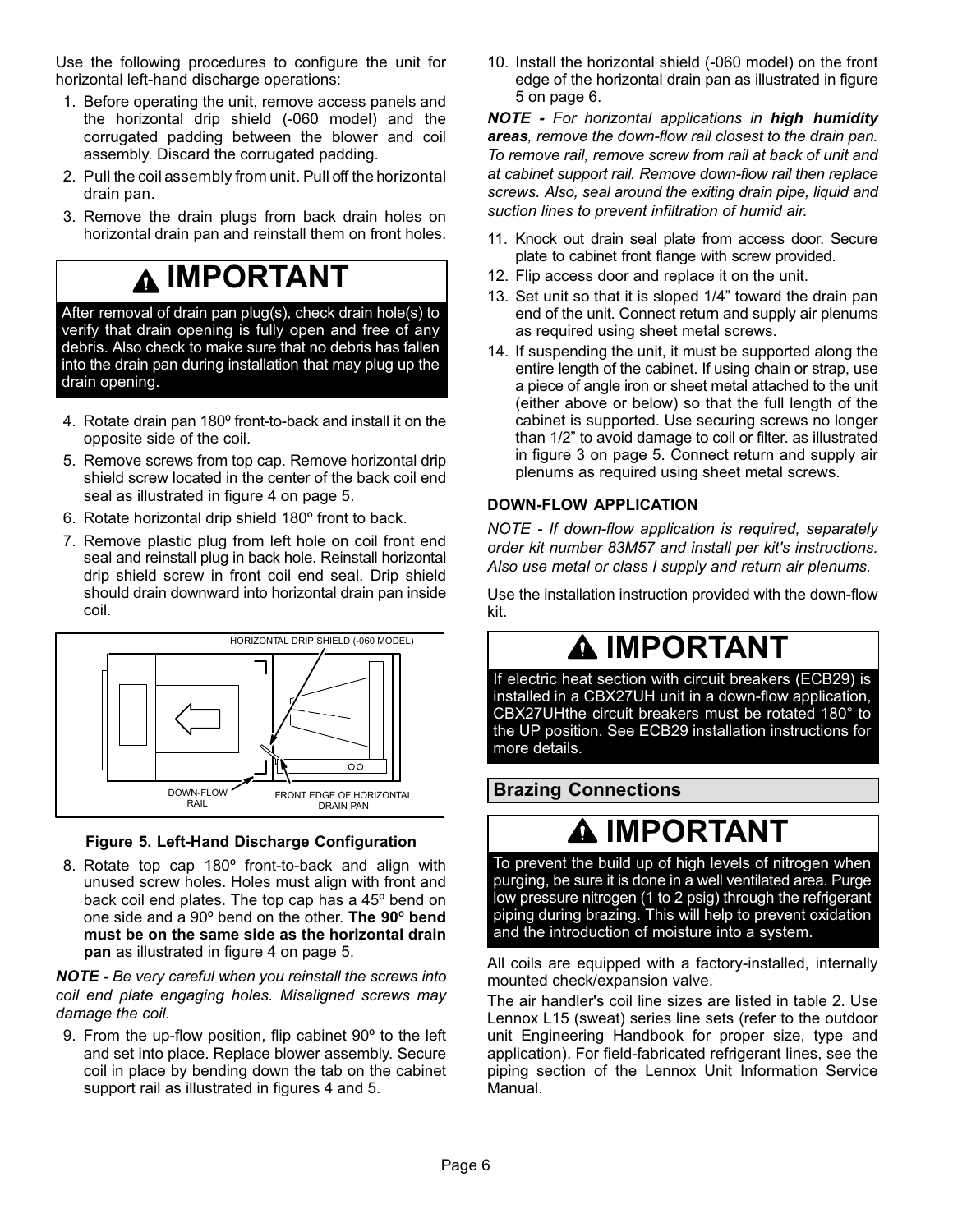Use the following procedures to configure the unit for horizontal left-hand discharge operations:

1. Before operating the unit, remove access panels and the horizontal drip shield (-060 model) and the corrugated padding between the blower and coil assembly. Discard the corrugated padding.
2. Pull the coil assembly from unit. Pull off the horizontal drain pan.
3. Remove the drain plugs from back drain holes on horizontal drain pan and reinstall them on front holes.

## ⚠ IMPORTANT

After removal of drain pan plug(s), check drain hole(s) to verify that drain opening is fully open and free of any debris. Also check to make sure that no debris has fallen into the drain pan during installation that may plug up the drain opening.

4. Rotate drain pan 180º front-to-back and install it on the opposite side of the coil.
5. Remove screws from top cap. Remove horizontal drip shield screw located in the center of the back coil end seal as illustrated in figure 4 on page 5.
6. Rotate horizontal drip shield 180º front to back.
7. Remove plastic plug from left hole on coil front end seal and reinstall plug in back hole. Reinstall horizontal drip shield screw in front coil end seal. Drip shield should drain downward into horizontal drain pan inside coil.

HORIZONTAL DRIP SHIELD (-060 MODEL)

DOWN-FLOW RAIL

FRONT EDGE OF HORIZONTAL DRAIN PAN

**Figure 5. Left-Hand Discharge Configuration**

8. Rotate top cap 180º front-to-back and align with unused screw holes. Holes must align with front and back coil end plates. The top cap has a 45º bend on one side and a 90º bend on the other. **The 90º bend must be on the same side as the horizontal drain pan** as illustrated in figure 4 on page 5.

***NOTE -*** *Be very careful when you reinstall the screws into coil end plate engaging holes. Misaligned screws may damage the coil.*

9. From the up-flow position, flip cabinet 90º to the left and set into place. Replace blower assembly. Secure coil in place by bending down the tab on the cabinet support rail as illustrated in figures 4 and 5.
10. Install the horizontal shield (-060 model) on the front edge of the horizontal drain pan as illustrated in figure 5 on page 6.

***NOTE -*** *For horizontal applications in* ***high humidity areas****, remove the down-flow rail closest to the drain pan. To remove rail, remove screw from rail at back of unit and at cabinet support rail. Remove down-flow rail then replace screws. Also, seal around the exiting drain pipe, liquid and suction lines to prevent infiltration of humid air.*

11. Knock out drain seal plate from access door. Secure plate to cabinet front flange with screw provided.
12. Flip access door and replace it on the unit.
13. Set unit so that it is sloped 1/4" toward the drain pan end of the unit. Connect return and supply air plenums as required using sheet metal screws.
14. If suspending the unit, it must be supported along the entire length of the cabinet. If using chain or strap, use a piece of angle iron or sheet metal attached to the unit (either above or below) so that the full length of the cabinet is supported. Use securing screws no longer than 1/2" to avoid damage to coil or filter. as illustrated in figure 3 on page 5. Connect return and supply air plenums as required using sheet metal screws.

### DOWN-FLOW APPLICATION

*NOTE - If down-flow application is required, separately order kit number 83M57 and install per kit's instructions. Also use metal or class I supply and return air plenums.*

Use the installation instruction provided with the down-flow kit.

## ⚠ IMPORTANT

If electric heat section with circuit breakers (ECB29) is installed in a CBX27UH unit in a down-flow application, CBX27UHthe circuit breakers must be rotated 180° to the UP position. See ECB29 installation instructions for more details.

## Brazing Connections

## ⚠ IMPORTANT

To prevent the build up of high levels of nitrogen when purging, be sure it is done in a well ventilated area. Purge low pressure nitrogen (1 to 2 psig) through the refrigerant piping during brazing. This will help to prevent oxidation and the introduction of moisture into a system.

All coils are equipped with a factory-installed, internally mounted check/expansion valve.

The air handler's coil line sizes are listed in table 2. Use Lennox L15 (sweat) series line sets (refer to the outdoor unit Engineering Handbook for proper size, type and application). For field-fabricated refrigerant lines, see the piping section of the Lennox Unit Information Service Manual.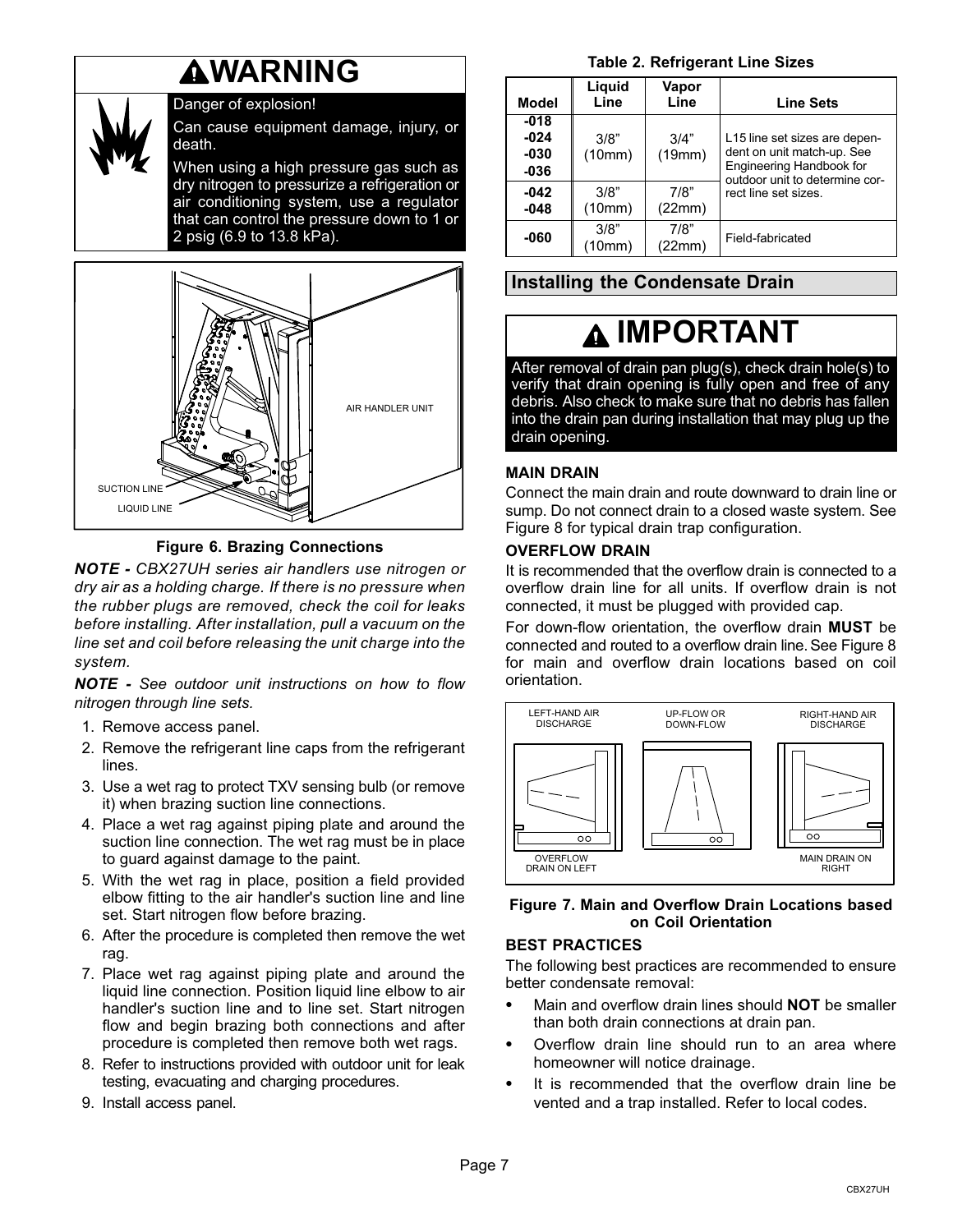## WARNING

Danger of explosion!

Can cause equipment damage, injury, or death.

When using a high pressure gas such as dry nitrogen to pressurize a refrigeration or air conditioning system, use a regulator that can control the pressure down to 1 or 2 psig (6.9 to 13.8 kPa).

AIR HANDLER UNIT

SUCTION LINE

LIQUID LINE

**Figure 6. Brazing Connections**

***NOTE -*** *CBX27UH series air handlers use nitrogen or dry air as a holding charge. If there is no pressure when the rubber plugs are removed, check the coil for leaks before installing. After installation, pull a vacuum on the line set and coil before releasing the unit charge into the system.*

***NOTE -*** *See outdoor unit instructions on how to flow nitrogen through line sets.*

1. Remove access panel.
2. Remove the refrigerant line caps from the refrigerant lines.
3. Use a wet rag to protect TXV sensing bulb (or remove it) when brazing suction line connections.
4. Place a wet rag against piping plate and around the suction line connection. The wet rag must be in place to guard against damage to the paint.
5. With the wet rag in place, position a field provided elbow fitting to the air handler's suction line and line set. Start nitrogen flow before brazing.
6. After the procedure is completed then remove the wet rag.
7. Place wet rag against piping plate and around the liquid line connection. Position liquid line elbow to air handler's suction line and to line set. Start nitrogen flow and begin brazing both connections and after procedure is completed then remove both wet rags.
8. Refer to instructions provided with outdoor unit for leak testing, evacuating and charging procedures.
9. Install access panel.

**Table 2. Refrigerant Line Sizes**

| Model | Liquid Line | Vapor Line | Line Sets |
|---|---|---|---|
| -018<br>-024<br>-030<br>-036 | 3/8" (10mm) | 3/4" (19mm) | L15 line set sizes are dependent on unit match-up. See Engineering Handbook for outdoor unit to determine correct line set sizes. |
| -042<br>-048 | 3/8" (10mm) | 7/8" (22mm) | |
| -060 | 3/8" (10mm) | 7/8" (22mm) | Field-fabricated |

## Installing the Condensate Drain

### IMPORTANT

After removal of drain pan plug(s), check drain hole(s) to verify that drain opening is fully open and free of any debris. Also check to make sure that no debris has fallen into the drain pan during installation that may plug up the drain opening.

### MAIN DRAIN

Connect the main drain and route downward to drain line or sump. Do not connect drain to a closed waste system. See Figure 8 for typical drain trap configuration.

### OVERFLOW DRAIN

It is recommended that the overflow drain is connected to a overflow drain line for all units. If overflow drain is not connected, it must be plugged with provided cap.

For down-flow orientation, the overflow drain **MUST** be connected and routed to a overflow drain line. See Figure 8 for main and overflow drain locations based on coil orientation.

LEFT-HAND AIR DISCHARGE

UP-FLOW OR DOWN-FLOW

RIGHT-HAND AIR DISCHARGE

OVERFLOW DRAIN ON LEFT

MAIN DRAIN ON RIGHT

**Figure 7. Main and Overflow Drain Locations based on Coil Orientation**

### BEST PRACTICES

The following best practices are recommended to ensure better condensate removal:

- Main and overflow drain lines should **NOT** be smaller than both drain connections at drain pan.
- Overflow drain line should run to an area where homeowner will notice drainage.
- It is recommended that the overflow drain line be vented and a trap installed. Refer to local codes.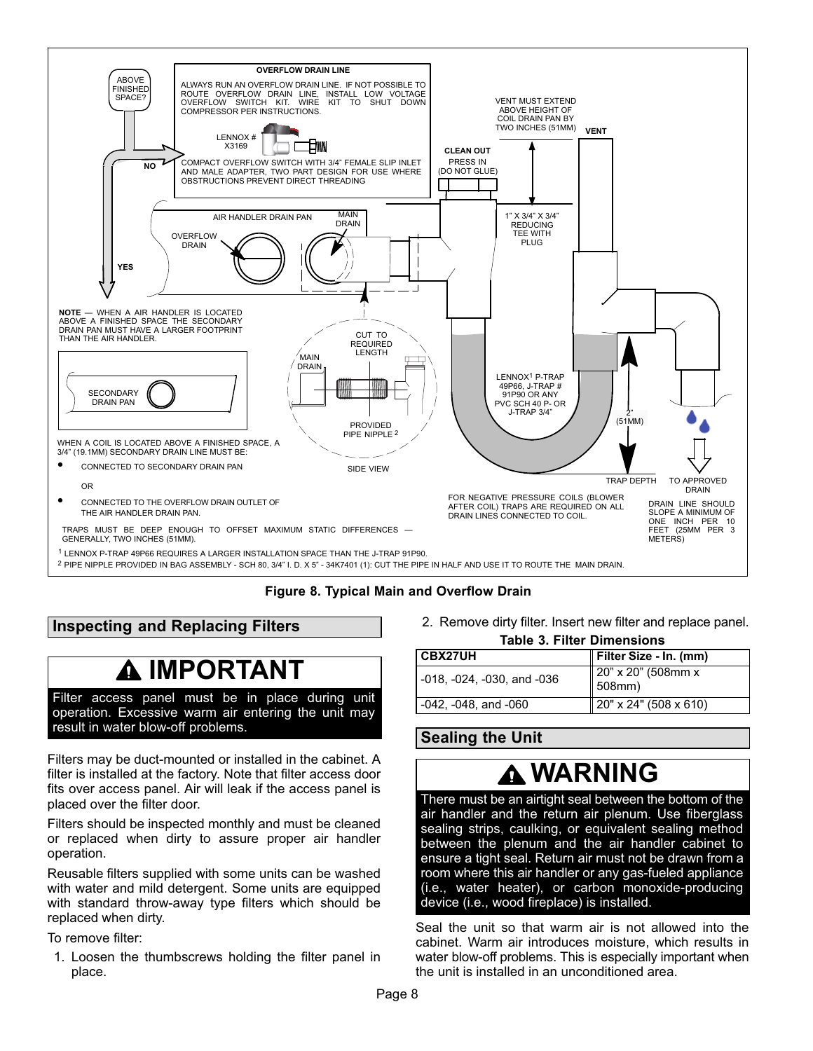**OVERFLOW DRAIN LINE**

ALWAYS RUN AN OVERFLOW DRAIN LINE. IF NOT POSSIBLE TO ROUTE OVERFLOW DRAIN LINE, INSTALL LOW VOLTAGE OVERFLOW SWITCH KIT. WIRE KIT TO SHUT DOWN COMPRESSOR PER INSTRUCTIONS.

LENNOX # X3169

COMPACT OVERFLOW SWITCH WITH 3/4" FEMALE SLIP INLET AND MALE ADAPTER, TWO PART DESIGN FOR USE WHERE OBSTRUCTIONS PREVENT DIRECT THREADING

ABOVE FINISHED SPACE? NO / YES

AIR HANDLER DRAIN PAN

OVERFLOW DRAIN

MAIN DRAIN

CLEAN OUT PRESS IN (DO NOT GLUE)

VENT MUST EXTEND ABOVE HEIGHT OF COIL DRAIN PAN BY TWO INCHES (51MM)

VENT

1" X 3/4" X 3/4" REDUCING TEE WITH PLUG

**NOTE** — WHEN A AIR HANDLER IS LOCATED ABOVE A FINISHED SPACE THE SECONDARY DRAIN PAN MUST HAVE A LARGER FOOTPRINT THAN THE AIR HANDLER.

SECONDARY DRAIN PAN

CUT TO REQUIRED LENGTH

MAIN DRAIN

PROVIDED PIPE NIPPLE [2]

SIDE VIEW

LENNOX[1] P-TRAP 49P66, J-TRAP # 91P90 OR ANY PVC SCH 40 P- OR J-TRAP 3/4"

2" (51MM)

TRAP DEPTH

TO APPROVED DRAIN

WHEN A COIL IS LOCATED ABOVE A FINISHED SPACE, A 3/4" (19.1MM) SECONDARY DRAIN LINE MUST BE:

- CONNECTED TO SECONDARY DRAIN PAN

OR

- CONNECTED TO THE OVERFLOW DRAIN OUTLET OF THE AIR HANDLER DRAIN PAN.

FOR NEGATIVE PRESSURE COILS (BLOWER AFTER COIL) TRAPS ARE REQUIRED ON ALL DRAIN LINES CONNECTED TO COIL.

DRAIN LINE SHOULD SLOPE A MINIMUM OF ONE INCH PER 10 FEET (25MM PER 3 METERS)

TRAPS MUST BE DEEP ENOUGH TO OFFSET MAXIMUM STATIC DIFFERENCES — GENERALLY, TWO INCHES (51MM).

[1] LENNOX P-TRAP 49P66 REQUIRES A LARGER INSTALLATION SPACE THAN THE J-TRAP 91P90.

[2] PIPE NIPPLE PROVIDED IN BAG ASSEMBLY - SCH 80, 3/4" I. D. X 5" - 34K7401 (1): CUT THE PIPE IN HALF AND USE IT TO ROUTE THE MAIN DRAIN.

**Figure 8. Typical Main and Overflow Drain**

## Inspecting and Replacing Filters

> **⚠ IMPORTANT**
>
> Filter access panel must be in place during unit operation. Excessive warm air entering the unit may result in water blow-off problems.

Filters may be duct-mounted or installed in the cabinet. A filter is installed at the factory. Note that filter access door fits over access panel. Air will leak if the access panel is placed over the filter door.

Filters should be inspected monthly and must be cleaned or replaced when dirty to assure proper air handler operation.

Reusable filters supplied with some units can be washed with water and mild detergent. Some units are equipped with standard throw-away type filters which should be replaced when dirty.

To remove filter:

1. Loosen the thumbscrews holding the filter panel in place.
2. Remove dirty filter. Insert new filter and replace panel.

**Table 3. Filter Dimensions**

| CBX27UH | Filter Size - In. (mm) |
|---|---|
| -018, -024, -030, and -036 | 20" x 20" (508mm x 508mm) |
| -042, -048, and -060 | 20" x 24" (508 x 610) |

## Sealing the Unit

> **⚠ WARNING**
>
> There must be an airtight seal between the bottom of the air handler and the return air plenum. Use fiberglass sealing strips, caulking, or equivalent sealing method between the plenum and the air handler cabinet to ensure a tight seal. Return air must not be drawn from a room where this air handler or any gas-fueled appliance (i.e., water heater), or carbon monoxide-producing device (i.e., wood fireplace) is installed.

Seal the unit so that warm air is not allowed into the cabinet. Warm air introduces moisture, which results in water blow-off problems. This is especially important when the unit is installed in an unconditioned area.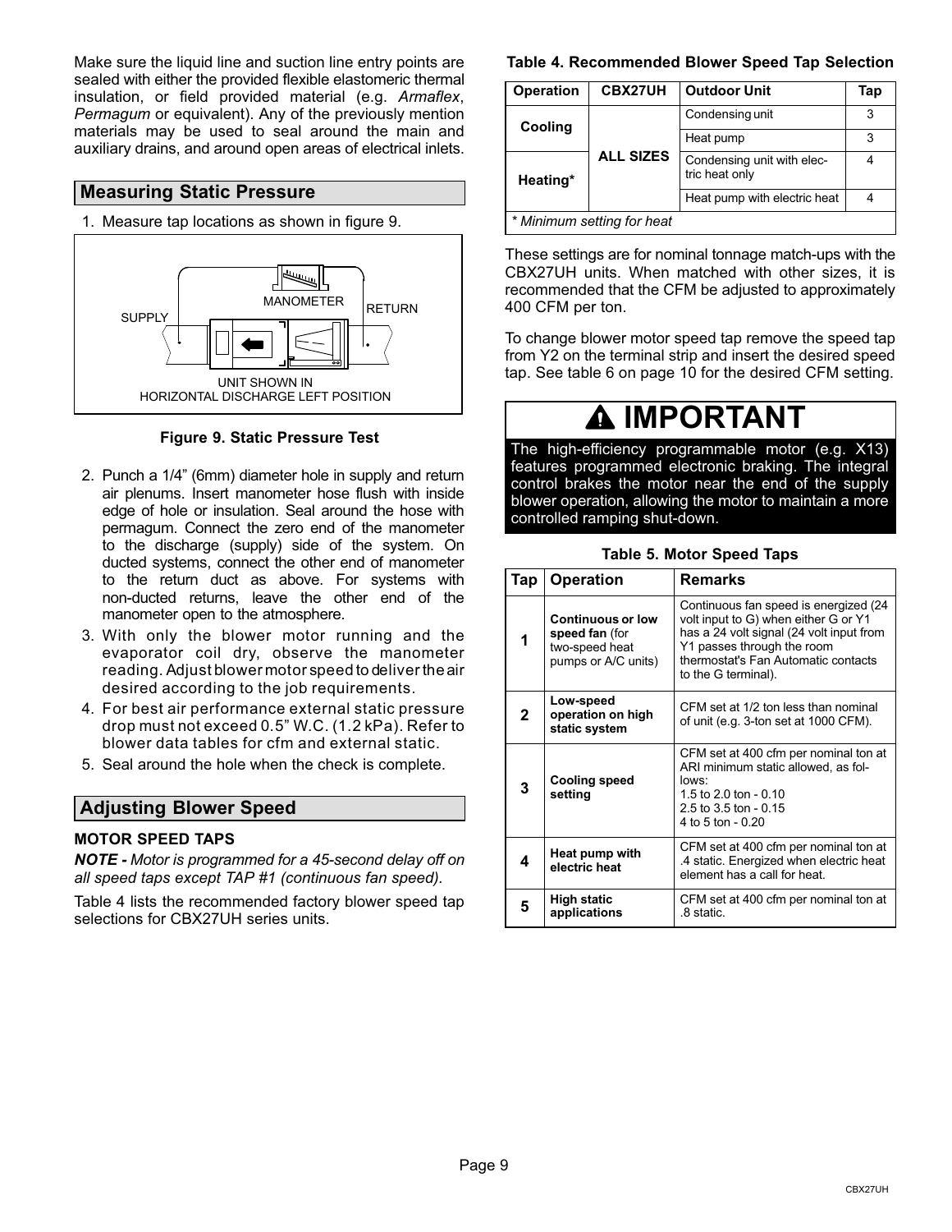Make sure the liquid line and suction line entry points are sealed with either the provided flexible elastomeric thermal insulation, or field provided material (e.g. *Armaflex*, *Permagum* or equivalent). Any of the previously mention materials may be used to seal around the main and auxiliary drains, and around open areas of electrical inlets.

## Measuring Static Pressure

1. Measure tap locations as shown in figure 9.

MANOMETER

SUPPLY

RETURN

UNIT SHOWN IN HORIZONTAL DISCHARGE LEFT POSITION

**Figure 9. Static Pressure Test**

2. Punch a 1/4" (6mm) diameter hole in supply and return air plenums. Insert manometer hose flush with inside edge of hole or insulation. Seal around the hose with permagum. Connect the zero end of the manometer to the discharge (supply) side of the system. On ducted systems, connect the other end of manometer to the return duct as above. For systems with non-ducted returns, leave the other end of the manometer open to the atmosphere.
3. With only the blower motor running and the evaporator coil dry, observe the manometer reading. Adjust blower motor speed to deliver the air desired according to the job requirements.
4. For best air performance external static pressure drop must not exceed 0.5" W.C. (1.2 kPa). Refer to blower data tables for cfm and external static.
5. Seal around the hole when the check is complete.

## Adjusting Blower Speed

### MOTOR SPEED TAPS

***NOTE -** Motor is programmed for a 45-second delay off on all speed taps except TAP #1 (continuous fan speed).*

Table 4 lists the recommended factory blower speed tap selections for CBX27UH series units.

**Table 4. Recommended Blower Speed Tap Selection**

| Operation | CBX27UH | Outdoor Unit | Tap |
|---|---|---|---|
| Cooling | ALL SIZES | Condensing unit | 3 |
| | | Heat pump | 3 |
| Heating* | | Condensing unit with electric heat only | 4 |
| | | Heat pump with electric heat | 4 |

*\* Minimum setting for heat*

These settings are for nominal tonnage match-ups with the CBX27UH units. When matched with other sizes, it is recommended that the CFM be adjusted to approximately 400 CFM per ton.

To change blower motor speed tap remove the speed tap from Y2 on the terminal strip and insert the desired speed tap. See table 6 on page 10 for the desired CFM setting.

> **⚠ IMPORTANT**
>
> The high-efficiency programmable motor (e.g. X13) features programmed electronic braking. The integral control brakes the motor near the end of the supply blower operation, allowing the motor to maintain a more controlled ramping shut-down.

**Table 5. Motor Speed Taps**

| Tap | Operation | Remarks |
|---|---|---|
| 1 | **Continuous or low speed fan** (for two-speed heat pumps or A/C units) | Continuous fan speed is energized (24 volt input to G) when either G or Y1 has a 24 volt signal (24 volt input from Y1 passes through the room thermostat's Fan Automatic contacts to the G terminal). |
| 2 | **Low-speed operation on high static system** | CFM set at 1/2 ton less than nominal of unit (e.g. 3-ton set at 1000 CFM). |
| 3 | **Cooling speed setting** | CFM set at 400 cfm per nominal ton at ARI minimum static allowed, as follows: 1.5 to 2.0 ton - 0.10; 2.5 to 3.5 ton - 0.15; 4 to 5 ton - 0.20 |
| 4 | **Heat pump with electric heat** | CFM set at 400 cfm per nominal ton at .4 static. Energized when electric heat element has a call for heat. |
| 5 | **High static applications** | CFM set at 400 cfm per nominal ton at .8 static. |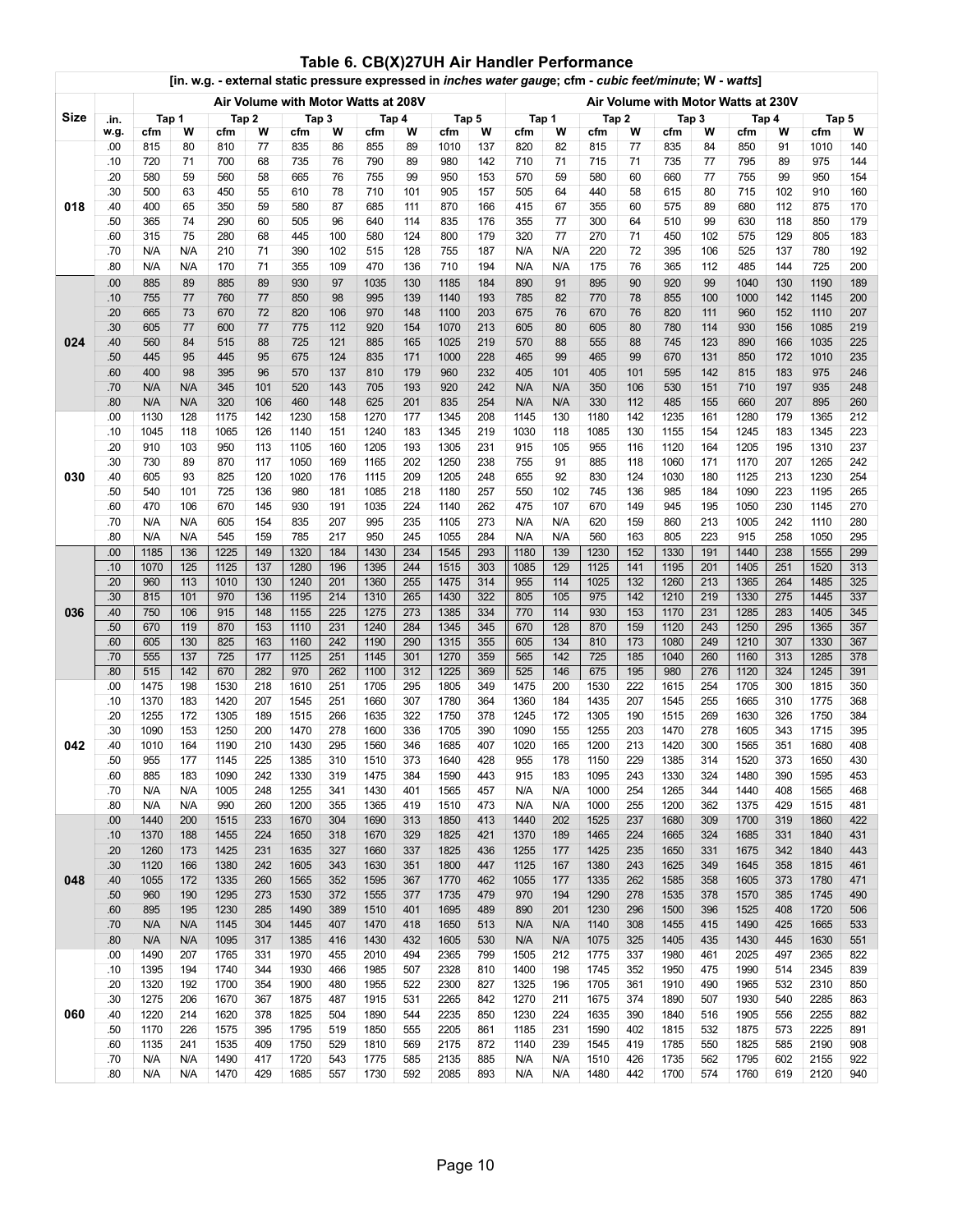# Table 6. CB(X)27UH Air Handler Performance

[in. w.g. - external static pressure expressed in *inches water gauge*; cfm - *cubic feet/minute*; W - *watts*]

| Size | .in. w.g. | Air Volume with Motor Watts at 208V | | | | | | | | | | Air Volume with Motor Watts at 230V | | | | | | | | | |
|---|---|---|---|---|---|---|---|---|---|---|---|---|---|---|---|---|---|---|---|---|---|
| | | Tap 1 | | Tap 2 | | Tap 3 | | Tap 4 | | Tap 5 | | Tap 1 | | Tap 2 | | Tap 3 | | Tap 4 | | Tap 5 | |
| | | cfm | W | cfm | W | cfm | W | cfm | W | cfm | W | cfm | W | cfm | W | cfm | W | cfm | W | cfm | W |
| 018 | .00 | 815 | 80 | 810 | 77 | 835 | 86 | 855 | 89 | 1010 | 137 | 820 | 82 | 815 | 77 | 835 | 84 | 850 | 91 | 1010 | 140 |
| | .10 | 720 | 71 | 700 | 68 | 735 | 76 | 790 | 89 | 980 | 142 | 710 | 71 | 715 | 71 | 735 | 77 | 795 | 89 | 975 | 144 |
| | .20 | 580 | 59 | 560 | 58 | 665 | 76 | 755 | 99 | 950 | 153 | 570 | 59 | 580 | 60 | 660 | 77 | 755 | 99 | 950 | 154 |
| | .30 | 500 | 63 | 450 | 55 | 610 | 78 | 710 | 101 | 905 | 157 | 505 | 64 | 440 | 58 | 615 | 80 | 715 | 102 | 910 | 160 |
| | .40 | 400 | 65 | 350 | 59 | 580 | 87 | 685 | 111 | 870 | 166 | 415 | 67 | 355 | 60 | 575 | 89 | 680 | 112 | 875 | 170 |
| | .50 | 365 | 74 | 290 | 60 | 505 | 96 | 640 | 114 | 835 | 176 | 355 | 77 | 300 | 64 | 510 | 99 | 630 | 118 | 850 | 179 |
| | .60 | 315 | 75 | 280 | 68 | 445 | 100 | 580 | 124 | 800 | 179 | 320 | 77 | 270 | 71 | 450 | 102 | 575 | 129 | 805 | 183 |
| | .70 | N/A | N/A | 210 | 71 | 390 | 102 | 515 | 128 | 755 | 187 | N/A | N/A | 220 | 72 | 395 | 106 | 525 | 137 | 780 | 192 |
| | .80 | N/A | N/A | 170 | 71 | 355 | 109 | 470 | 136 | 710 | 194 | N/A | N/A | 175 | 76 | 365 | 112 | 485 | 144 | 725 | 200 |
| 024 | .00 | 885 | 89 | 885 | 89 | 930 | 97 | 1035 | 130 | 1185 | 184 | 890 | 91 | 895 | 90 | 920 | 99 | 1040 | 130 | 1190 | 189 |
| | .10 | 755 | 77 | 760 | 77 | 850 | 98 | 995 | 139 | 1140 | 193 | 785 | 82 | 770 | 78 | 855 | 100 | 1000 | 142 | 1145 | 200 |
| | .20 | 665 | 73 | 670 | 72 | 820 | 106 | 970 | 148 | 1100 | 203 | 675 | 76 | 670 | 76 | 820 | 111 | 960 | 152 | 1110 | 207 |
| | .30 | 605 | 77 | 600 | 77 | 775 | 112 | 920 | 154 | 1070 | 213 | 605 | 80 | 605 | 80 | 780 | 114 | 930 | 156 | 1085 | 219 |
| | .40 | 560 | 84 | 515 | 88 | 725 | 121 | 885 | 165 | 1025 | 219 | 570 | 88 | 555 | 88 | 745 | 123 | 890 | 166 | 1035 | 225 |
| | .50 | 445 | 95 | 445 | 95 | 675 | 124 | 835 | 171 | 1000 | 228 | 465 | 99 | 465 | 99 | 670 | 131 | 850 | 172 | 1010 | 235 |
| | .60 | 400 | 98 | 395 | 96 | 570 | 137 | 810 | 179 | 960 | 232 | 405 | 101 | 405 | 101 | 595 | 142 | 815 | 183 | 975 | 246 |
| | .70 | N/A | N/A | 345 | 101 | 520 | 143 | 705 | 193 | 920 | 242 | N/A | N/A | 350 | 106 | 530 | 151 | 710 | 197 | 935 | 248 |
| | .80 | N/A | N/A | 320 | 106 | 460 | 148 | 625 | 201 | 835 | 254 | N/A | N/A | 330 | 112 | 485 | 155 | 660 | 207 | 895 | 260 |
| 030 | .00 | 1130 | 128 | 1175 | 142 | 1230 | 158 | 1270 | 177 | 1345 | 208 | 1145 | 130 | 1180 | 142 | 1235 | 161 | 1280 | 179 | 1365 | 212 |
| | .10 | 1045 | 118 | 1065 | 126 | 1140 | 151 | 1240 | 183 | 1345 | 219 | 1030 | 118 | 1085 | 130 | 1155 | 154 | 1245 | 183 | 1345 | 223 |
| | .20 | 910 | 103 | 950 | 113 | 1105 | 160 | 1205 | 193 | 1305 | 231 | 915 | 105 | 955 | 116 | 1120 | 164 | 1205 | 195 | 1310 | 237 |
| | .30 | 730 | 89 | 870 | 117 | 1050 | 169 | 1165 | 202 | 1250 | 238 | 755 | 91 | 885 | 118 | 1060 | 171 | 1170 | 207 | 1265 | 242 |
| | .40 | 605 | 93 | 825 | 120 | 1020 | 176 | 1115 | 209 | 1205 | 248 | 655 | 92 | 830 | 124 | 1030 | 180 | 1125 | 213 | 1230 | 254 |
| | .50 | 540 | 101 | 725 | 136 | 980 | 181 | 1085 | 218 | 1180 | 257 | 550 | 102 | 745 | 136 | 985 | 184 | 1090 | 223 | 1195 | 265 |
| | .60 | 470 | 106 | 670 | 145 | 930 | 191 | 1035 | 224 | 1140 | 262 | 475 | 107 | 670 | 149 | 945 | 195 | 1050 | 230 | 1145 | 270 |
| | .70 | N/A | N/A | 605 | 154 | 835 | 207 | 995 | 235 | 1105 | 273 | N/A | N/A | 620 | 159 | 860 | 213 | 1005 | 242 | 1110 | 280 |
| | .80 | N/A | N/A | 545 | 159 | 785 | 217 | 950 | 245 | 1055 | 284 | N/A | N/A | 560 | 163 | 805 | 223 | 915 | 258 | 1050 | 295 |
| 036 | .00 | 1185 | 136 | 1225 | 149 | 1320 | 184 | 1430 | 234 | 1545 | 293 | 1180 | 139 | 1230 | 152 | 1330 | 191 | 1440 | 238 | 1555 | 299 |
| | .10 | 1070 | 125 | 1125 | 137 | 1280 | 196 | 1395 | 244 | 1515 | 303 | 1085 | 129 | 1125 | 141 | 1195 | 201 | 1405 | 251 | 1520 | 313 |
| | .20 | 960 | 113 | 1010 | 130 | 1240 | 201 | 1360 | 255 | 1475 | 314 | 955 | 114 | 1025 | 132 | 1260 | 213 | 1365 | 264 | 1485 | 325 |
| | .30 | 815 | 101 | 970 | 136 | 1195 | 214 | 1310 | 265 | 1430 | 322 | 805 | 105 | 975 | 142 | 1210 | 219 | 1330 | 275 | 1445 | 337 |
| | .40 | 750 | 106 | 915 | 148 | 1155 | 225 | 1275 | 273 | 1385 | 334 | 770 | 114 | 930 | 153 | 1170 | 231 | 1285 | 283 | 1405 | 345 |
| | .50 | 670 | 119 | 870 | 153 | 1110 | 231 | 1240 | 284 | 1345 | 345 | 670 | 128 | 870 | 159 | 1120 | 243 | 1250 | 295 | 1365 | 357 |
| | .60 | 605 | 130 | 825 | 163 | 1160 | 242 | 1190 | 290 | 1315 | 355 | 605 | 134 | 810 | 173 | 1080 | 249 | 1210 | 307 | 1330 | 367 |
| | .70 | 555 | 137 | 725 | 177 | 1125 | 251 | 1145 | 301 | 1270 | 359 | 565 | 142 | 725 | 185 | 1040 | 260 | 1160 | 313 | 1285 | 378 |
| | .80 | 515 | 142 | 670 | 282 | 970 | 262 | 1100 | 312 | 1225 | 369 | 525 | 146 | 675 | 195 | 980 | 276 | 1120 | 324 | 1245 | 391 |
| 042 | .00 | 1475 | 198 | 1530 | 218 | 1610 | 251 | 1705 | 295 | 1805 | 349 | 1475 | 200 | 1530 | 222 | 1615 | 254 | 1705 | 300 | 1815 | 350 |
| | .10 | 1370 | 183 | 1420 | 207 | 1545 | 251 | 1660 | 307 | 1780 | 364 | 1360 | 184 | 1435 | 207 | 1545 | 255 | 1665 | 310 | 1775 | 368 |
| | .20 | 1255 | 172 | 1305 | 189 | 1515 | 266 | 1635 | 322 | 1750 | 378 | 1245 | 172 | 1305 | 190 | 1515 | 269 | 1630 | 326 | 1750 | 384 |
| | .30 | 1090 | 153 | 1250 | 200 | 1470 | 278 | 1600 | 336 | 1705 | 390 | 1090 | 155 | 1255 | 203 | 1470 | 278 | 1605 | 343 | 1715 | 395 |
| | .40 | 1010 | 164 | 1190 | 210 | 1430 | 295 | 1560 | 346 | 1685 | 407 | 1020 | 165 | 1200 | 213 | 1420 | 300 | 1565 | 351 | 1680 | 408 |
| | .50 | 955 | 177 | 1145 | 225 | 1385 | 310 | 1510 | 373 | 1640 | 428 | 955 | 178 | 1150 | 229 | 1385 | 314 | 1520 | 373 | 1650 | 430 |
| | .60 | 885 | 183 | 1090 | 242 | 1330 | 319 | 1475 | 384 | 1590 | 443 | 915 | 183 | 1095 | 243 | 1330 | 324 | 1480 | 390 | 1595 | 453 |
| | .70 | N/A | N/A | 1005 | 248 | 1255 | 341 | 1430 | 401 | 1565 | 457 | N/A | N/A | 1000 | 254 | 1265 | 344 | 1440 | 408 | 1565 | 468 |
| | .80 | N/A | N/A | 990 | 260 | 1200 | 355 | 1365 | 419 | 1510 | 473 | N/A | N/A | 1000 | 255 | 1200 | 362 | 1375 | 429 | 1515 | 481 |
| 048 | .00 | 1440 | 200 | 1515 | 233 | 1670 | 304 | 1690 | 313 | 1850 | 413 | 1440 | 202 | 1525 | 237 | 1680 | 309 | 1700 | 319 | 1860 | 422 |
| | .10 | 1370 | 188 | 1455 | 224 | 1650 | 318 | 1670 | 329 | 1825 | 421 | 1370 | 189 | 1465 | 224 | 1665 | 324 | 1685 | 331 | 1840 | 431 |
| | .20 | 1260 | 173 | 1425 | 231 | 1635 | 327 | 1660 | 337 | 1825 | 436 | 1255 | 177 | 1425 | 235 | 1650 | 331 | 1675 | 342 | 1840 | 443 |
| | .30 | 1120 | 166 | 1380 | 242 | 1605 | 343 | 1630 | 351 | 1800 | 447 | 1125 | 167 | 1380 | 243 | 1625 | 349 | 1645 | 358 | 1815 | 461 |
| | .40 | 1055 | 172 | 1335 | 260 | 1565 | 352 | 1595 | 367 | 1770 | 462 | 1055 | 177 | 1335 | 262 | 1585 | 358 | 1605 | 373 | 1780 | 471 |
| | .50 | 960 | 190 | 1295 | 273 | 1530 | 372 | 1555 | 377 | 1735 | 479 | 970 | 194 | 1290 | 278 | 1535 | 378 | 1570 | 385 | 1745 | 490 |
| | .60 | 895 | 195 | 1230 | 285 | 1490 | 389 | 1510 | 401 | 1695 | 489 | 890 | 201 | 1230 | 296 | 1500 | 396 | 1525 | 408 | 1720 | 506 |
| | .70 | N/A | N/A | 1145 | 304 | 1445 | 407 | 1470 | 418 | 1650 | 513 | N/A | N/A | 1140 | 308 | 1455 | 415 | 1490 | 425 | 1665 | 533 |
| | .80 | N/A | N/A | 1095 | 317 | 1385 | 416 | 1430 | 432 | 1605 | 530 | N/A | N/A | 1075 | 325 | 1405 | 435 | 1430 | 445 | 1630 | 551 |
| 060 | .00 | 1490 | 207 | 1765 | 331 | 1970 | 455 | 2010 | 494 | 2365 | 799 | 1505 | 212 | 1775 | 337 | 1980 | 461 | 2025 | 497 | 2365 | 822 |
| | .10 | 1395 | 194 | 1740 | 344 | 1930 | 466 | 1985 | 507 | 2328 | 810 | 1400 | 198 | 1745 | 352 | 1950 | 475 | 1990 | 514 | 2345 | 839 |
| | .20 | 1320 | 192 | 1700 | 354 | 1900 | 480 | 1955 | 522 | 2300 | 827 | 1325 | 196 | 1705 | 361 | 1910 | 490 | 1965 | 532 | 2310 | 850 |
| | .30 | 1275 | 206 | 1670 | 367 | 1875 | 487 | 1915 | 531 | 2265 | 842 | 1270 | 211 | 1675 | 374 | 1890 | 507 | 1930 | 540 | 2285 | 863 |
| | .40 | 1220 | 214 | 1620 | 378 | 1825 | 504 | 1890 | 544 | 2235 | 850 | 1230 | 224 | 1635 | 390 | 1840 | 516 | 1905 | 556 | 2255 | 882 |
| | .50 | 1170 | 226 | 1575 | 395 | 1795 | 519 | 1850 | 555 | 2205 | 861 | 1185 | 231 | 1590 | 402 | 1815 | 532 | 1875 | 573 | 2225 | 891 |
| | .60 | 1135 | 241 | 1535 | 409 | 1750 | 529 | 1810 | 569 | 2175 | 872 | 1140 | 239 | 1545 | 419 | 1785 | 550 | 1825 | 585 | 2190 | 908 |
| | .70 | N/A | N/A | 1490 | 417 | 1720 | 543 | 1775 | 585 | 2135 | 885 | N/A | N/A | 1510 | 426 | 1735 | 562 | 1795 | 602 | 2155 | 922 |
| | .80 | N/A | N/A | 1470 | 429 | 1685 | 557 | 1730 | 592 | 2085 | 893 | N/A | N/A | 1480 | 442 | 1700 | 574 | 1760 | 619 | 2120 | 940 |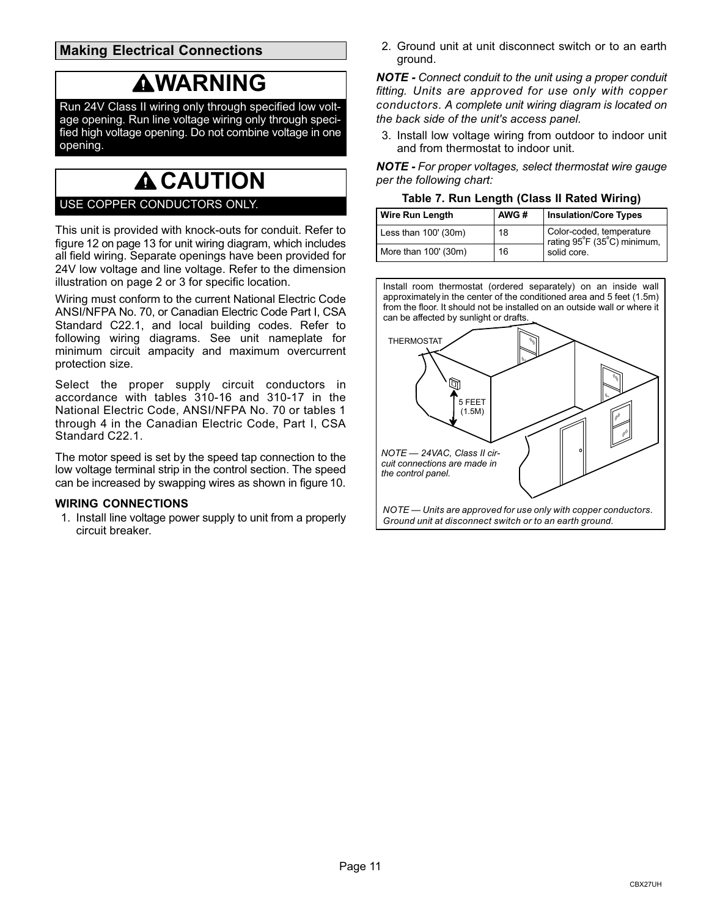## Making Electrical Connections

**⚠WARNING**

Run 24V Class II wiring only through specified low voltage opening. Run line voltage wiring only through specified high voltage opening. Do not combine voltage in one opening.

**⚠ CAUTION**

USE COPPER CONDUCTORS ONLY.

This unit is provided with knock-outs for conduit. Refer to figure 12 on page 13 for unit wiring diagram, which includes all field wiring. Separate openings have been provided for 24V low voltage and line voltage. Refer to the dimension illustration on page 2 or 3 for specific location.

Wiring must conform to the current National Electric Code ANSI/NFPA No. 70, or Canadian Electric Code Part I, CSA Standard C22.1, and local building codes. Refer to following wiring diagrams. See unit nameplate for minimum circuit ampacity and maximum overcurrent protection size.

Select the proper supply circuit conductors in accordance with tables 310-16 and 310-17 in the National Electric Code, ANSI/NFPA No. 70 or tables 1 through 4 in the Canadian Electric Code, Part I, CSA Standard C22.1.

The motor speed is set by the speed tap connection to the low voltage terminal strip in the control section. The speed can be increased by swapping wires as shown in figure 10.

**WIRING CONNECTIONS**

1. Install line voltage power supply to unit from a properly circuit breaker.
2. Ground unit at unit disconnect switch or to an earth ground.

***NOTE -*** *Connect conduit to the unit using a proper conduit fitting. Units are approved for use only with copper conductors. A complete unit wiring diagram is located on the back side of the unit's access panel.*

3. Install low voltage wiring from outdoor to indoor unit and from thermostat to indoor unit.

***NOTE -*** *For proper voltages, select thermostat wire gauge per the following chart:*

**Table 7. Run Length (Class II Rated Wiring)**

| Wire Run Length | AWG # | Insulation/Core Types |
|---|---|---|
| Less than 100' (30m) | 18 | Color-coded, temperature rating 95°F (35°C) minimum, solid core. |
| More than 100' (30m) | 16 | |

Install room thermostat (ordered separately) on an inside wall approximately in the center of the conditioned area and 5 feet (1.5m) from the floor. It should not be installed on an outside wall or where it can be affected by sunlight or drafts.

THERMOSTAT

5 FEET (1.5M)

*NOTE — 24VAC, Class II circuit connections are made in the control panel.*

*NOTE — Units are approved for use only with copper conductors. Ground unit at disconnect switch or to an earth ground.*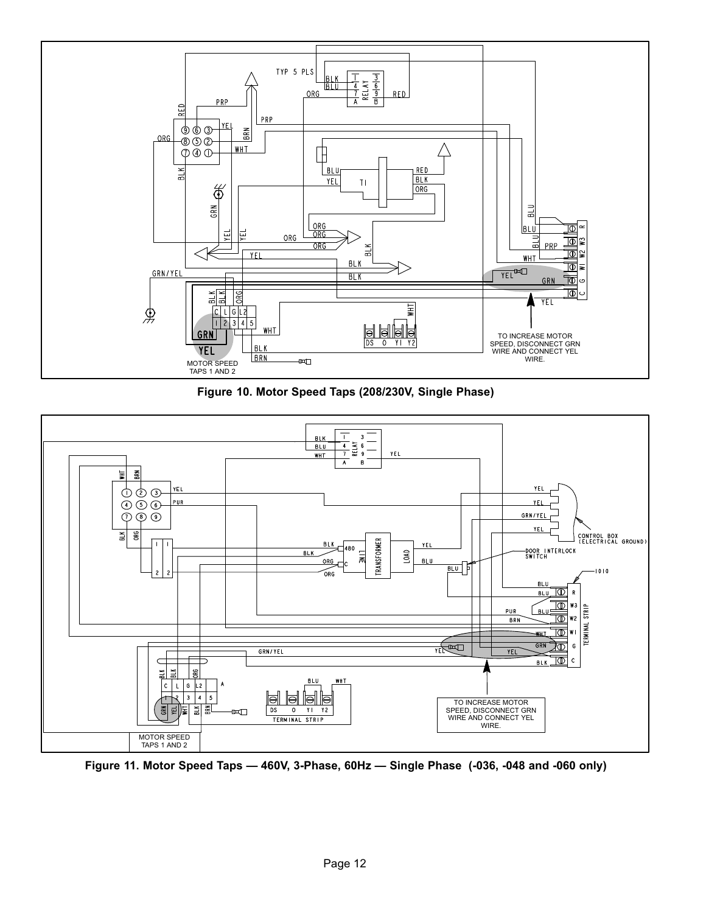Figure 10. Motor Speed Taps (208/230V, Single Phase)

Figure 11. Motor Speed Taps — 460V, 3-Phase, 60Hz — Single Phase  (-036, -048 and -060 only)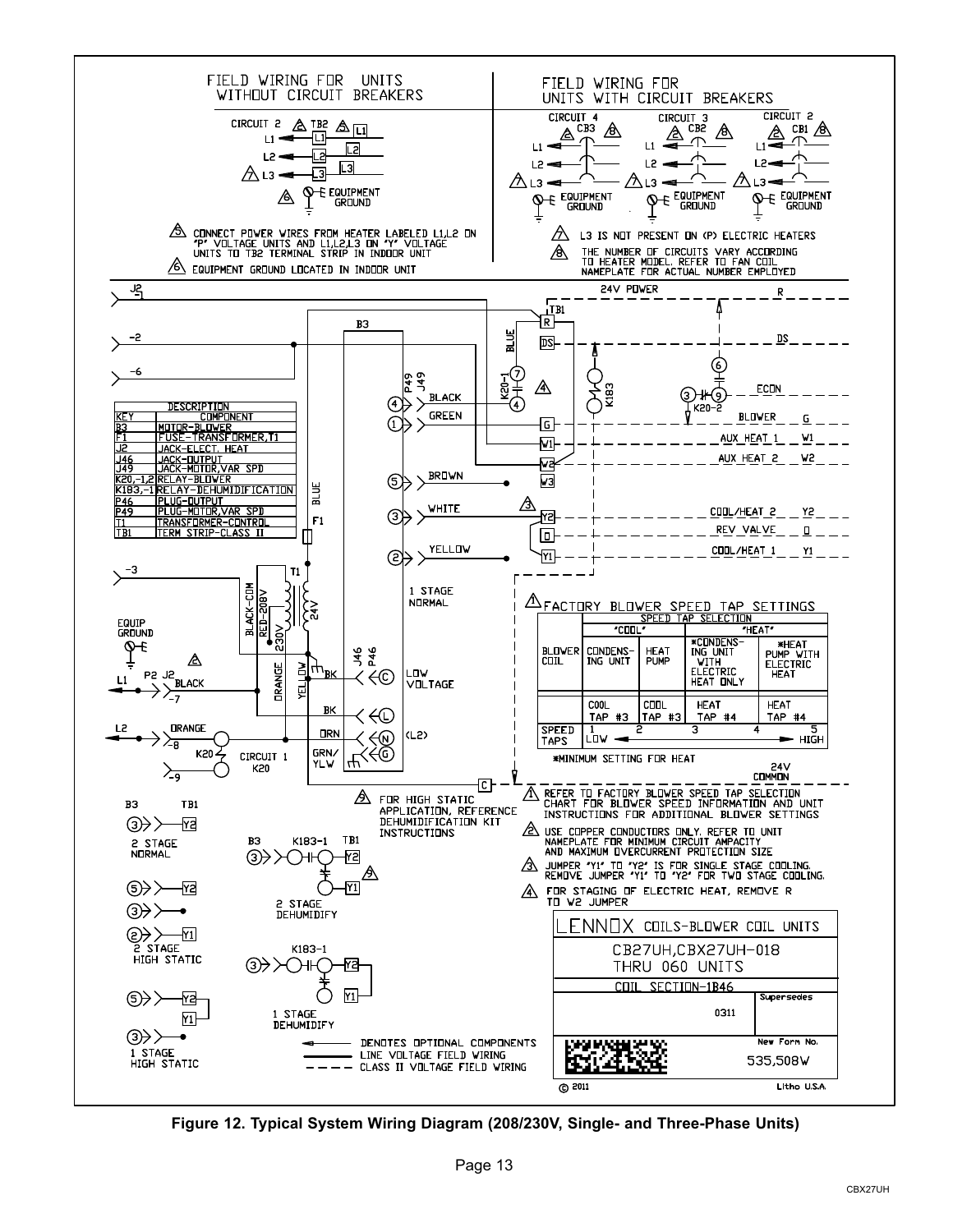FIELD WIRING FOR UNITS WITHOUT CIRCUIT BREAKERS

FIELD WIRING FOR UNITS WITH CIRCUIT BREAKERS

5. CONNECT POWER WIRES FROM HEATER LABELED L1,L2 ON "P" VOLTAGE UNITS AND L1,L2,L3 ON "Y" VOLTAGE UNITS TO TB2 TERMINAL STRIP IN INDOOR UNIT

6. EQUIPMENT GROUND LOCATED IN INDOOR UNIT

7. L3 IS NOT PRESENT ON (P) ELECTRIC HEATERS

8. THE NUMBER OF CIRCUITS VARY ACCORDING TO HEATER MODEL. REFER TO FAN COIL NAMEPLATE FOR ACTUAL NUMBER EMPLOYED

| KEY | DESCRIPTION COMPONENT |
|---|---|
| B3 | MOTOR-BLOWER |
| F1 | FUSE-TRANSFORMER,T1 |
| J2 | JACK-ELECT. HEAT |
| J46 | JACK-OUTPUT |
| J49 | JACK-MOTOR,VAR SPD |
| K20,-1,2 | RELAY-BLOWER |
| K183,-1 | RELAY-DEHUMIDIFICATION |
| P46 | PLUG-OUTPUT |
| P49 | PLUG-MOTOR,VAR SPD |
| T1 | TRANSFORMER-CONTROL |
| TB1 | TERM STRIP-CLASS II |

1. FACTORY BLOWER SPEED TAP SETTINGS

| BLOWER COIL | SPEED TAP SELECTION "COOL" CONDENSING UNIT | HEAT PUMP | "HEAT" *CONDENSING UNIT WITH ELECTRIC HEAT ONLY | *HEAT PUMP WITH ELECTRIC HEAT |
|---|---|---|---|---|
| | COOL TAP #3 | COOL TAP #3 | HEAT TAP #4 | HEAT TAP #4 |
| SPEED TAPS | 1 LOW | 2 | 3 | 4 — 5 HIGH |

*MINIMUM SETTING FOR HEAT

1. REFER TO FACTORY BLOWER SPEED TAP SELECTION CHART FOR BLOWER SPEED INFORMATION AND UNIT INSTRUCTIONS FOR ADDITIONAL BLOWER SETTINGS

2. USE COPPER CONDUCTORS ONLY. REFER TO UNIT NAMEPLATE FOR MINIMUM CIRCUIT AMPACITY AND MAXIMUM OVERCURRENT PROTECTION SIZE

3. JUMPER "Y1" TO "Y2" IS FOR SINGLE STAGE COOLING. REMOVE JUMPER "Y1" TO "Y2" FOR TWO STAGE COOLING.

4. FOR STAGING OF ELECTRIC HEAT, REMOVE R TO W2 JUMPER

9. FOR HIGH STATIC APPLICATION, REFERENCE DEHUMIDIFICATION KIT INSTRUCTIONS

DENOTES OPTIONAL COMPONENTS
LINE VOLTAGE FIELD WIRING
CLASS II VOLTAGE FIELD WIRING

LENNOX COILS-BLOWER COIL UNITS
CB27UH,CBX27UH-018 THRU 060 UNITS
COIL SECTION-1B46
Supersedes 0311
New Form No. 535,508W
© 2011 Litho U.S.A.

**Figure 12. Typical System Wiring Diagram (208/230V, Single- and Three-Phase Units)**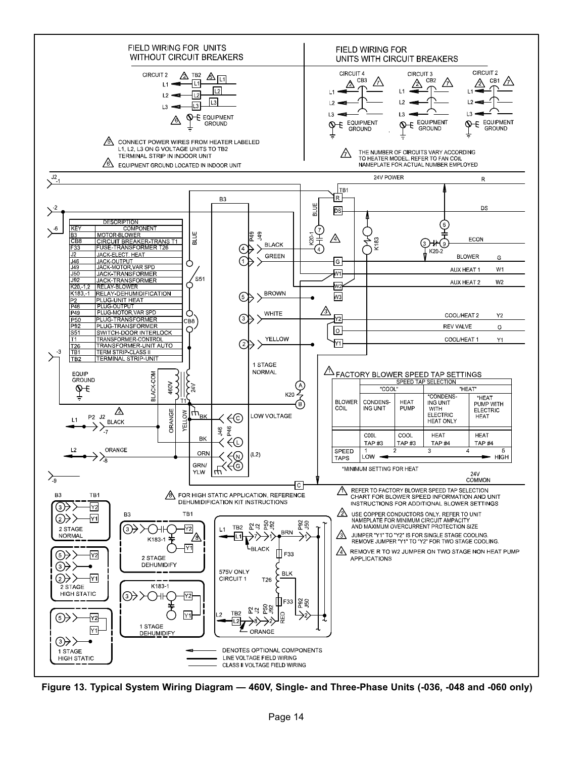## FIELD WIRING FOR UNITS WITHOUT CIRCUIT BREAKERS

CIRCUIT 2 — TB2 — L1, L2, L3 — EQUIPMENT GROUND

⚠5 CONNECT POWER WIRES FROM HEATER LABELED L1, L2, L3 ON G VOLTAGE UNITS TO TB2 TERMINAL STRIP IN INDOOR UNIT

⚠6 EQUIPMENT GROUND LOCATED IN INDOOR UNIT

## FIELD WIRING FOR UNITS WITH CIRCUIT BREAKERS

CIRCUIT 4 (CB3), CIRCUIT 3 (CB2), CIRCUIT 2 (CB1) — L1, L2, L3 — EQUIPMENT GROUND

⚠7 THE NUMBER OF CIRCUITS VARY ACCORDING TO HEATER MODEL. REFER TO FAN COIL NAMEPLATE FOR ACTUAL NUMBER EMPLOYED

| KEY | DESCRIPTION COMPONENT |
|---|---|
| B3 | MOTOR-BLOWER |
| CB8 | CIRCUIT BREAKER-TRANS T1 |
| F33 | FUSE-TRANSFORMER T26 |
| J2 | JACK-ELECT. HEAT |
| J46 | JACK-OUTPUT |
| J49 | JACK-MOTOR,VAR SPD |
| J50 | JACK-TRANSFORMER |
| J92 | JACK-TRANSFORMER |
| K20,-1,2 | RELAY-BLOWER |
| K183,-1 | RELAY-DEHUMIDIFICATION |
| P2 | PLUG-UNIT HEAT |
| P46 | PLUG-OUTPUT |
| P49 | PLUG-MOTOR,VAR SPD |
| P50 | PLUG-TRANSFORMER |
| P92 | PLUG-TRANSFORMER |
| S51 | SWITCH-DOOR INTERLOCK |
| T1 | TRANSFORMER-CONTROL |
| T26 | TRANSFORMER-UNIT AUTO |
| TB1 | TERM STRIP-CLASS II |
| TB2 | TERMINAL STRIP-UNIT |

24V POWER (R), DS, ECON, BLOWER (G), AUX HEAT 1 (W1), AUX HEAT 2 (W2), COOL/HEAT 2 (Y2), REV VALVE (O), COOL/HEAT 1 (Y1), 24V COMMON

B3 wires: 4 BLACK, 1 GREEN, 5 BROWN, 3 WHITE, 2 YELLOW — 1 STAGE NORMAL

T1: BLACK-COM, 460V, 24V, ORANGE, YELLOW — LOW VOLTAGE — BK, ORN (L2), GRN/YLW

### ⚠1 FACTORY BLOWER SPEED TAP SETTINGS

| | SPEED TAP SELECTION | | | |
|---|---|---|---|---|
| | "COOL" | | "HEAT" | |
| BLOWER COIL | CONDENSING UNIT | HEAT PUMP | *CONDENSING UNIT WITH ELECTRIC HEAT ONLY | *HEAT PUMP WITH ELECTRIC HEAT |
| | COOL TAP #3 | COOL TAP #3 | HEAT TAP #4 | HEAT TAP #4 |
| SPEED TAPS | 1 LOW | 2 | 3 | 4 — 5 HIGH |

*MINIMUM SETTING FOR HEAT

2 STAGE NORMAL; 2 STAGE HIGH STATIC; 1 STAGE HIGH STATIC; 2 STAGE DEHUMIDIFY; 1 STAGE DEHUMIDIFY

⚠8 FOR HIGH STATIC APPLICATION, REFERENCE DEHUMIDIFICATION KIT INSTRUCTIONS

575V ONLY CIRCUIT 1 (TB2 L1, L2; F33; T26; BRN, BLK, RED, ORANGE)

⚠1 REFER TO FACTORY BLOWER SPEED TAP SELECTION CHART FOR BLOWER SPEED INFORMATION AND UNIT INSTRUCTIONS FOR ADDITIONAL BLOWER SETTINGS

⚠2 USE COPPER CONDUCTORS ONLY. REFER TO UNIT NAMEPLATE FOR MINIMUM CIRCUIT AMPACITY AND MAXIMUM OVERCURRENT PROTECTION SIZE

⚠3 JUMPER "Y1" TO "Y2" IS FOR SINGLE STAGE COOLING. REMOVE JUMPER "Y1" TO "Y2" FOR TWO STAGE COOLING.

⚠4 REMOVE R TO W2 JUMPER ON TWO STAGE NON HEAT PUMP APPLICATIONS

DENOTES OPTIONAL COMPONENTS

LINE VOLTAGE FIELD WIRING

CLASS II VOLTAGE FIELD WIRING

**Figure 13. Typical System Wiring Diagram — 460V, Single- and Three-Phase Units (-036, -048 and -060 only)**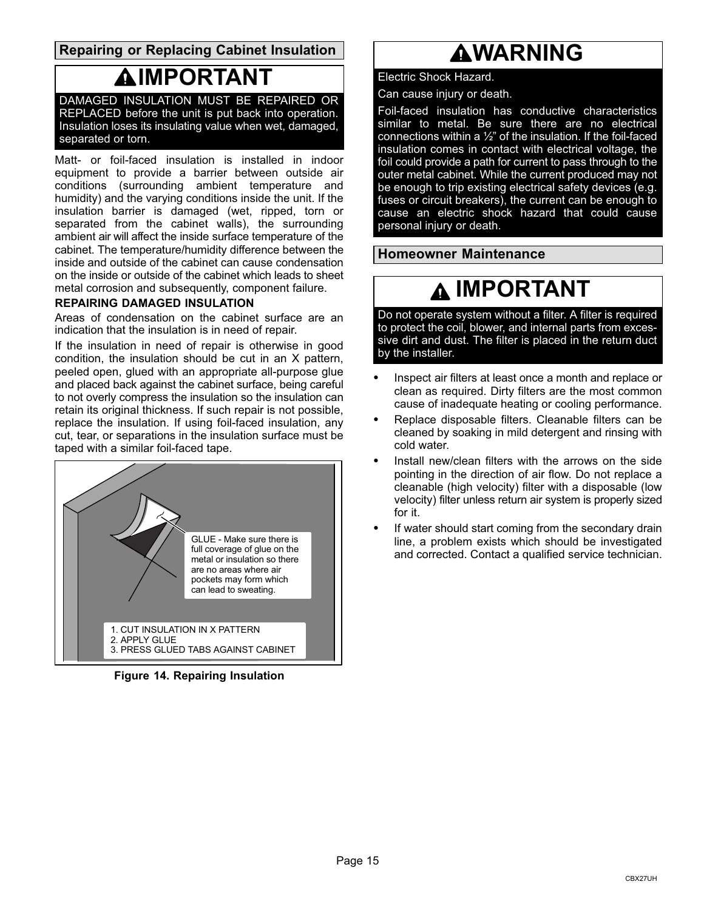## Repairing or Replacing Cabinet Insulation

### ⚠ IMPORTANT

DAMAGED INSULATION MUST BE REPAIRED OR REPLACED before the unit is put back into operation. Insulation loses its insulating value when wet, damaged, separated or torn.

Matt- or foil-faced insulation is installed in indoor equipment to provide a barrier between outside air conditions (surrounding ambient temperature and humidity) and the varying conditions inside the unit. If the insulation barrier is damaged (wet, ripped, torn or separated from the cabinet walls), the surrounding ambient air will affect the inside surface temperature of the cabinet. The temperature/humidity difference between the inside and outside of the cabinet can cause condensation on the inside or outside of the cabinet which leads to sheet metal corrosion and subsequently, component failure.

**REPAIRING DAMAGED INSULATION**

Areas of condensation on the cabinet surface are an indication that the insulation is in need of repair.

If the insulation in need of repair is otherwise in good condition, the insulation should be cut in an X pattern, peeled open, glued with an appropriate all-purpose glue and placed back against the cabinet surface, being careful to not overly compress the insulation so the insulation can retain its original thickness. If such repair is not possible, replace the insulation. If using foil-faced insulation, any cut, tear, or separations in the insulation surface must be taped with a similar foil-faced tape.

GLUE - Make sure there is full coverage of glue on the metal or insulation so there are no areas where air pockets may form which can lead to sweating.

1. CUT INSULATION IN X PATTERN
2. APPLY GLUE
3. PRESS GLUED TABS AGAINST CABINET

**Figure 14. Repairing Insulation**

### ⚠ WARNING

Electric Shock Hazard.

Can cause injury or death.

Foil-faced insulation has conductive characteristics similar to metal. Be sure there are no electrical connections within a ½" of the insulation. If the foil-faced insulation comes in contact with electrical voltage, the foil could provide a path for current to pass through to the outer metal cabinet. While the current produced may not be enough to trip existing electrical safety devices (e.g. fuses or circuit breakers), the current can be enough to cause an electric shock hazard that could cause personal injury or death.

## Homeowner Maintenance

### ⚠ IMPORTANT

Do not operate system without a filter. A filter is required to protect the coil, blower, and internal parts from excessive dirt and dust. The filter is placed in the return duct by the installer.

- Inspect air filters at least once a month and replace or clean as required. Dirty filters are the most common cause of inadequate heating or cooling performance.
- Replace disposable filters. Cleanable filters can be cleaned by soaking in mild detergent and rinsing with cold water.
- Install new/clean filters with the arrows on the side pointing in the direction of air flow. Do not replace a cleanable (high velocity) filter with a disposable (low velocity) filter unless return air system is properly sized for it.
- If water should start coming from the secondary drain line, a problem exists which should be investigated and corrected. Contact a qualified service technician.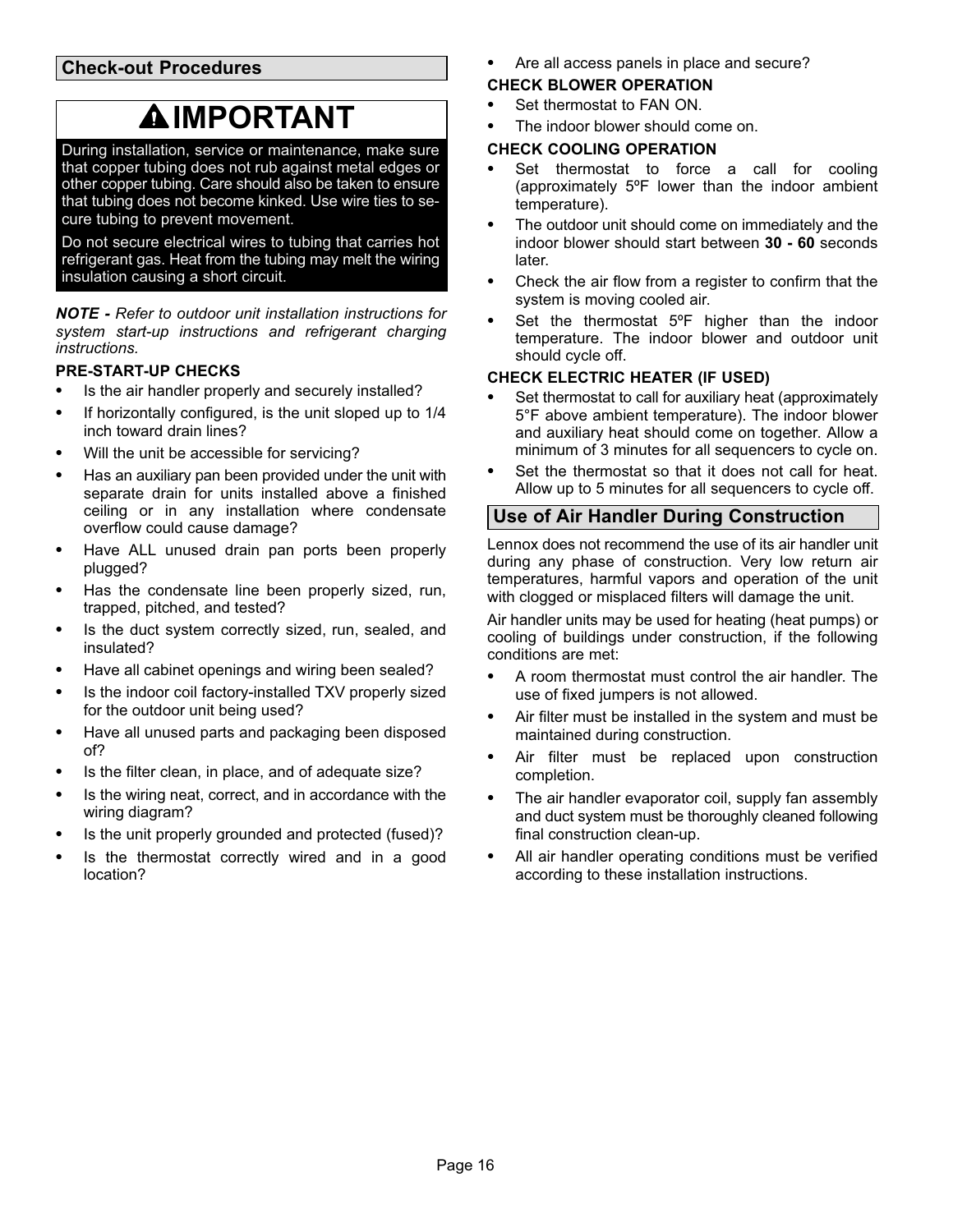## Check-out Procedures

> **⚠ IMPORTANT**
>
> During installation, service or maintenance, make sure that copper tubing does not rub against metal edges or other copper tubing. Care should also be taken to ensure that tubing does not become kinked. Use wire ties to secure tubing to prevent movement.
>
> Do not secure electrical wires to tubing that carries hot refrigerant gas. Heat from the tubing may melt the wiring insulation causing a short circuit.

***NOTE -*** *Refer to outdoor unit installation instructions for system start-up instructions and refrigerant charging instructions.*

### PRE-START-UP CHECKS

- Is the air handler properly and securely installed?
- If horizontally configured, is the unit sloped up to 1/4 inch toward drain lines?
- Will the unit be accessible for servicing?
- Has an auxiliary pan been provided under the unit with separate drain for units installed above a finished ceiling or in any installation where condensate overflow could cause damage?
- Have ALL unused drain pan ports been properly plugged?
- Has the condensate line been properly sized, run, trapped, pitched, and tested?
- Is the duct system correctly sized, run, sealed, and insulated?
- Have all cabinet openings and wiring been sealed?
- Is the indoor coil factory-installed TXV properly sized for the outdoor unit being used?
- Have all unused parts and packaging been disposed of?
- Is the filter clean, in place, and of adequate size?
- Is the wiring neat, correct, and in accordance with the wiring diagram?
- Is the unit properly grounded and protected (fused)?
- Is the thermostat correctly wired and in a good location?
- Are all access panels in place and secure?

### CHECK BLOWER OPERATION

- Set thermostat to FAN ON.
- The indoor blower should come on.

### CHECK COOLING OPERATION

- Set thermostat to force a call for cooling (approximately 5ºF lower than the indoor ambient temperature).
- The outdoor unit should come on immediately and the indoor blower should start between **30 - 60** seconds later.
- Check the air flow from a register to confirm that the system is moving cooled air.
- Set the thermostat 5ºF higher than the indoor temperature. The indoor blower and outdoor unit should cycle off.

### CHECK ELECTRIC HEATER (IF USED)

- Set thermostat to call for auxiliary heat (approximately 5°F above ambient temperature). The indoor blower and auxiliary heat should come on together. Allow a minimum of 3 minutes for all sequencers to cycle on.
- Set the thermostat so that it does not call for heat. Allow up to 5 minutes for all sequencers to cycle off.

## Use of Air Handler During Construction

Lennox does not recommend the use of its air handler unit during any phase of construction. Very low return air temperatures, harmful vapors and operation of the unit with clogged or misplaced filters will damage the unit.

Air handler units may be used for heating (heat pumps) or cooling of buildings under construction, if the following conditions are met:

- A room thermostat must control the air handler. The use of fixed jumpers is not allowed.
- Air filter must be installed in the system and must be maintained during construction.
- Air filter must be replaced upon construction completion.
- The air handler evaporator coil, supply fan assembly and duct system must be thoroughly cleaned following final construction clean-up.
- All air handler operating conditions must be verified according to these installation instructions.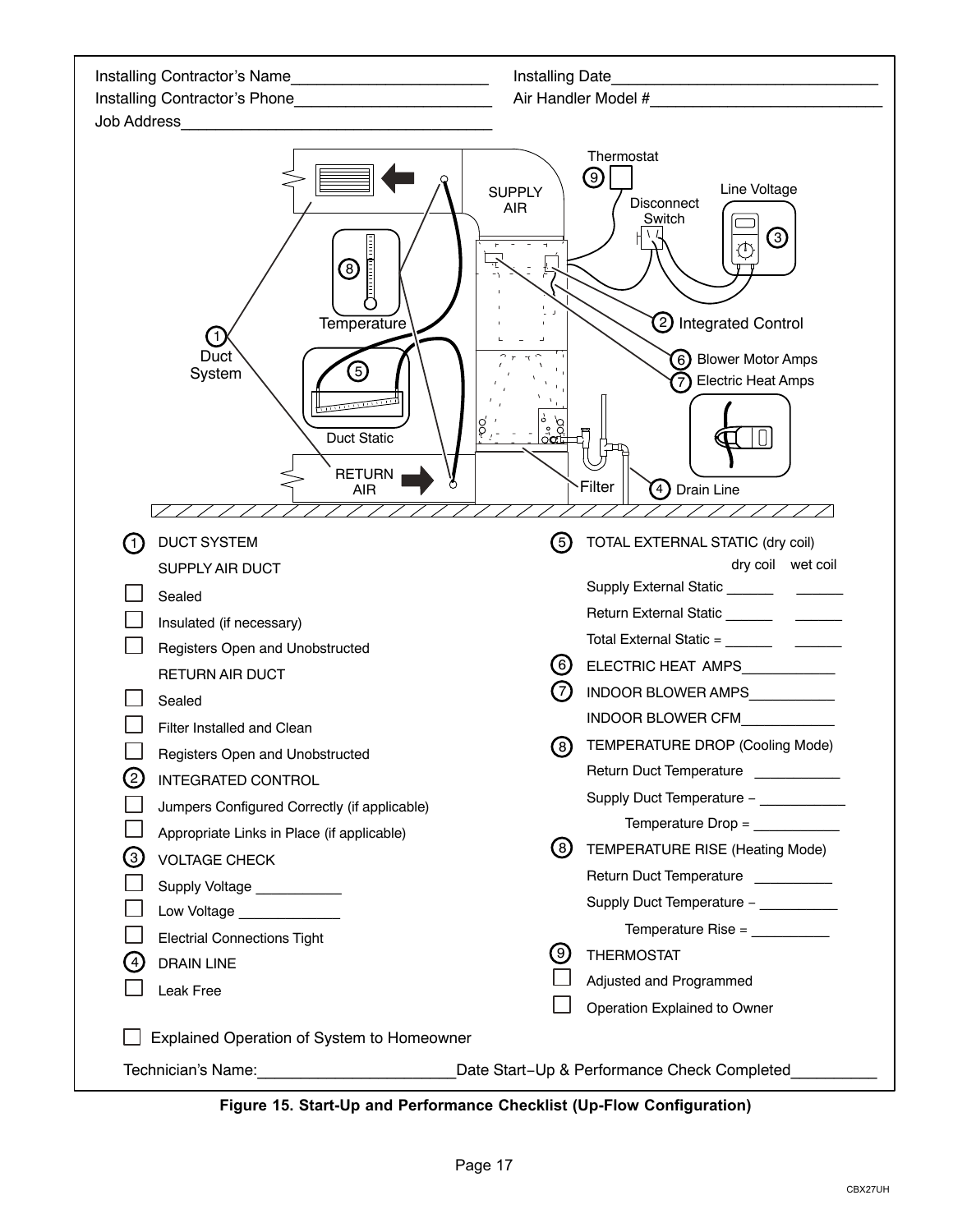Installing Contractor's Name______________________ Installing Date______________________________

Installing Contractor's Phone______________________ Air Handler Model #__________________________

Job Address____________________________________

Thermostat

9

SUPPLY AIR

Line Voltage

Disconnect Switch

3

8

Temperature

2 Integrated Control

1 Duct System

5

6 Blower Motor Amps

7 Electric Heat Amps

Duct Static

RETURN AIR

Filter

4 Drain Line

**1 DUCT SYSTEM**

SUPPLY AIR DUCT

- ☐ Sealed
- ☐ Insulated (if necessary)
- ☐ Registers Open and Unobstructed

RETURN AIR DUCT

- ☐ Sealed
- ☐ Filter Installed and Clean
- ☐ Registers Open and Unobstructed

**2 INTEGRATED CONTROL**

- ☐ Jumpers Configured Correctly (if applicable)
- ☐ Appropriate Links in Place (if applicable)

**3 VOLTAGE CHECK**

- ☐ Supply Voltage ___________
- ☐ Low Voltage _____________
- ☐ Electrial Connections Tight

**4 DRAIN LINE**

- ☐ Leak Free

**5 TOTAL EXTERNAL STATIC (dry coil)**

| | dry coil | wet coil |
|---|---|---|
| Supply External Static | ______ | ______ |
| Return External Static | ______ | ______ |
| Total External Static = | ______ | ______ |

**6** ELECTRIC HEAT AMPS____________

**7** INDOOR BLOWER AMPS___________

INDOOR BLOWER CFM____________

**8 TEMPERATURE DROP (Cooling Mode)**

Return Duct Temperature ___________

Supply Duct Temperature − ___________

Temperature Drop = ___________

**8 TEMPERATURE RISE (Heating Mode)**

Return Duct Temperature __________

Supply Duct Temperature − __________

Temperature Rise = __________

**9 THERMOSTAT**

- ☐ Adjusted and Programmed
- ☐ Operation Explained to Owner

☐ Explained Operation of System to Homeowner

Technician's Name:______________________Date Start−Up & Performance Check Completed__________

**Figure 15. Start-Up and Performance Checklist (Up-Flow Configuration)**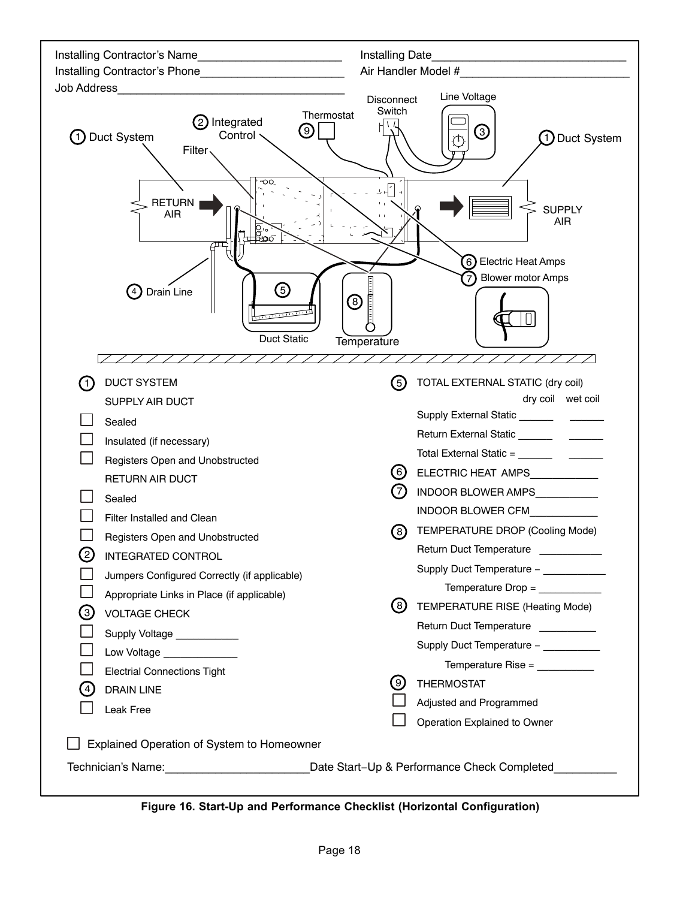Installing Contractor's Name_______________________ Installing Date_______________________________

Installing Contractor's Phone_______________________ Air Handler Model #___________________________

Job Address___________________________________

1 Duct System

2 Integrated Control

Filter

Thermostat 9

Disconnect Switch

Line Voltage 3

1 Duct System

RETURN AIR

SUPPLY AIR

4 Drain Line

5 Duct Static

8 Temperature

6 Electric Heat Amps

7 Blower motor Amps

1 DUCT SYSTEM

SUPPLY AIR DUCT

- ☐ Sealed
- ☐ Insulated (if necessary)
- ☐ Registers Open and Unobstructed

RETURN AIR DUCT

- ☐ Sealed
- ☐ Filter Installed and Clean
- ☐ Registers Open and Unobstructed

2 INTEGRATED CONTROL

- ☐ Jumpers Configured Correctly (if applicable)
- ☐ Appropriate Links in Place (if applicable)

3 VOLTAGE CHECK

- ☐ Supply Voltage ___________
- ☐ Low Voltage ____________
- ☐ Electrial Connections Tight

4 DRAIN LINE

- ☐ Leak Free

5 TOTAL EXTERNAL STATIC (dry coil)

| | dry coil | wet coil |
|---|---|---|
| Supply External Static | ______ | ______ |
| Return External Static | ______ | ______ |
| Total External Static = | ______ | ______ |

6 ELECTRIC HEAT AMPS____________

7 INDOOR BLOWER AMPS___________

INDOOR BLOWER CFM____________

8 TEMPERATURE DROP (Cooling Mode)

Return Duct Temperature ___________

Supply Duct Temperature − ___________

Temperature Drop = ___________

8 TEMPERATURE RISE (Heating Mode)

Return Duct Temperature __________

Supply Duct Temperature − __________

Temperature Rise = __________

9 THERMOSTAT

- ☐ Adjusted and Programmed
- ☐ Operation Explained to Owner

☐ Explained Operation of System to Homeowner

Technician's Name:_______________________Date Start−Up & Performance Check Completed__________

**Figure 16. Start-Up and Performance Checklist (Horizontal Configuration)**